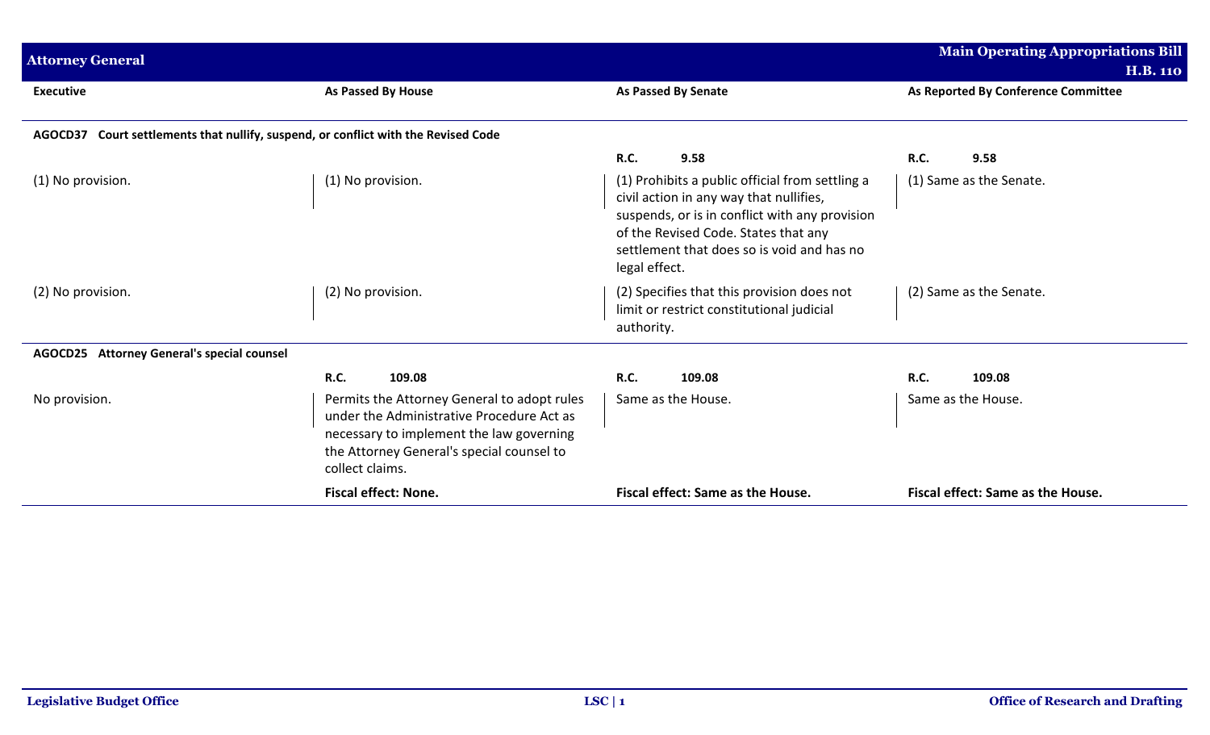| Executive | As Passed By House | As Passed By Senate | As Reported By Conference Committee |
|---|---|---|---|
| **AGOCD37 Court settlements that nullify, suspend, or conflict with the Revised Code** | | | |
| | | **R.C. 9.58** | **R.C. 9.58** |
| (1) No provision. | (1) No provision. | (1) Prohibits a public official from settling a civil action in any way that nullifies, suspends, or is in conflict with any provision of the Revised Code. States that any settlement that does so is void and has no legal effect. | (1) Same as the Senate. |
| (2) No provision. | (2) No provision. | (2) Specifies that this provision does not limit or restrict constitutional judicial authority. | (2) Same as the Senate. |
| **AGOCD25 Attorney General's special counsel** | | | |
| | **R.C. 109.08** | **R.C. 109.08** | **R.C. 109.08** |
| No provision. | Permits the Attorney General to adopt rules under the Administrative Procedure Act as necessary to implement the law governing the Attorney General's special counsel to collect claims. | Same as the House. | Same as the House. |
| | **Fiscal effect: None.** | **Fiscal effect: Same as the House.** | **Fiscal effect: Same as the House.** |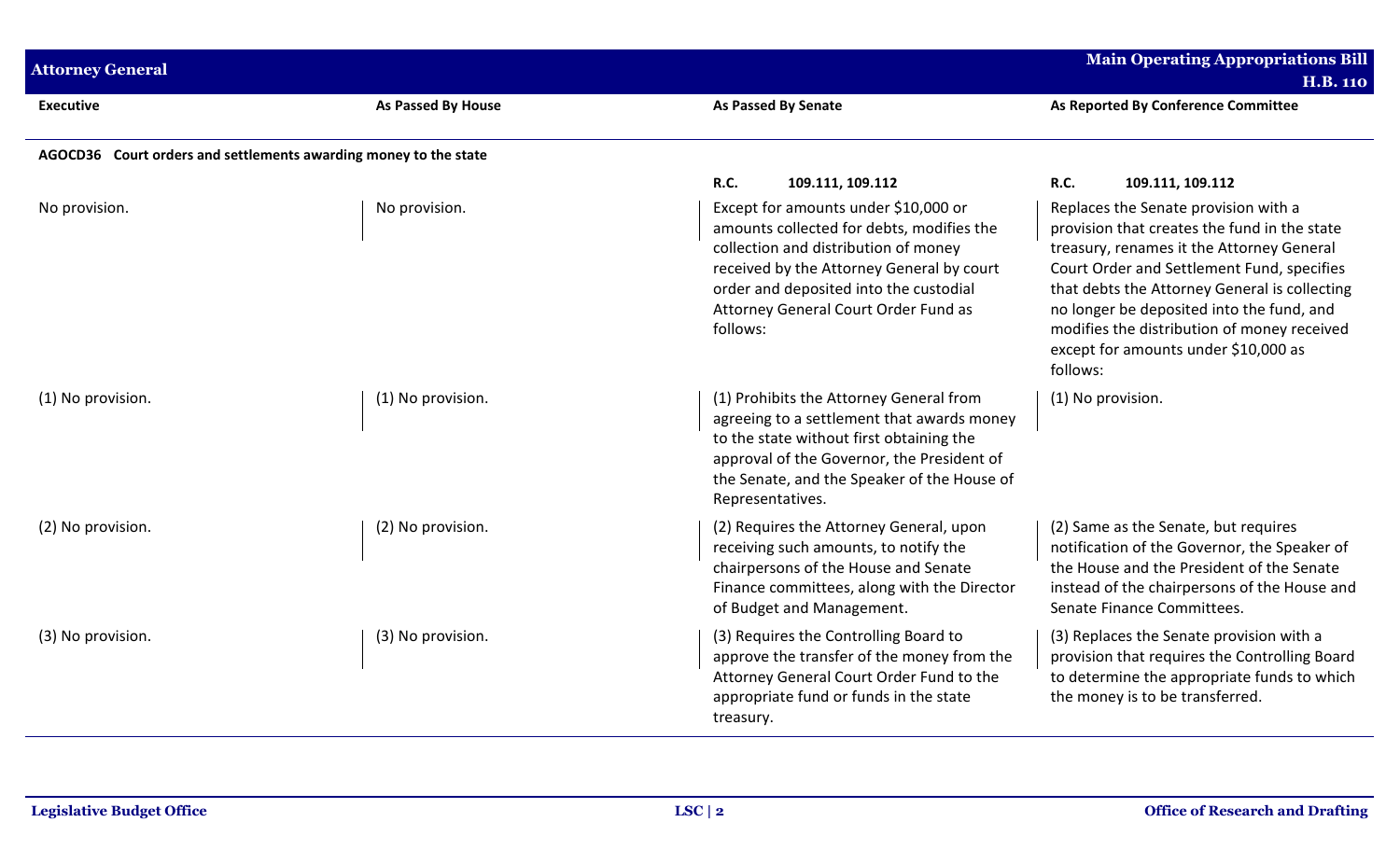| Executive | As Passed By House | As Passed By Senate | As Reported By Conference Committee |
|---|---|---|---|
| **AGOCD36 Court orders and settlements awarding money to the state** | | | |
| | | **R.C. 109.111, 109.112** | **R.C. 109.111, 109.112** |
| No provision. | No provision. | Except for amounts under $10,000 or amounts collected for debts, modifies the collection and distribution of money received by the Attorney General by court order and deposited into the custodial Attorney General Court Order Fund as follows: | Replaces the Senate provision with a provision that creates the fund in the state treasury, renames it the Attorney General Court Order and Settlement Fund, specifies that debts the Attorney General is collecting no longer be deposited into the fund, and modifies the distribution of money received except for amounts under $10,000 as follows: |
| (1) No provision. | (1) No provision. | (1) Prohibits the Attorney General from agreeing to a settlement that awards money to the state without first obtaining the approval of the Governor, the President of the Senate, and the Speaker of the House of Representatives. | (1) No provision. |
| (2) No provision. | (2) No provision. | (2) Requires the Attorney General, upon receiving such amounts, to notify the chairpersons of the House and Senate Finance committees, along with the Director of Budget and Management. | (2) Same as the Senate, but requires notification of the Governor, the Speaker of the House and the President of the Senate instead of the chairpersons of the House and Senate Finance Committees. |
| (3) No provision. | (3) No provision. | (3) Requires the Controlling Board to approve the transfer of the money from the Attorney General Court Order Fund to the appropriate fund or funds in the state treasury. | (3) Replaces the Senate provision with a provision that requires the Controlling Board to determine the appropriate funds to which the money is to be transferred. |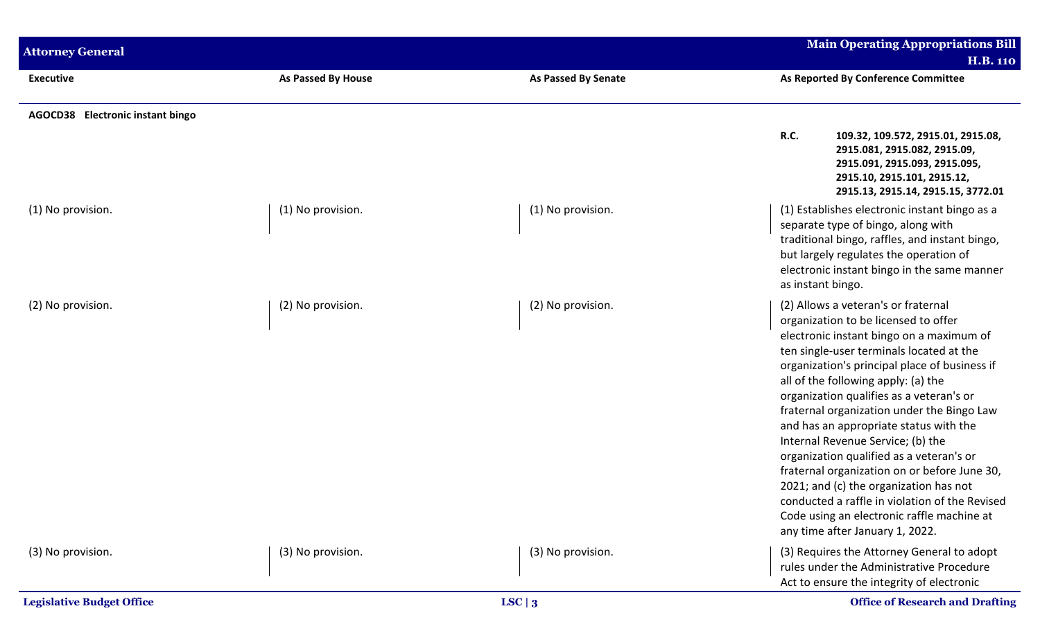| Executive | As Passed By House | As Passed By Senate | As Reported By Conference Committee |
|---|---|---|---|
| **AGOCD38 Electronic instant bingo** | | | |
| | | | **R.C.** **109.32, 109.572, 2915.01, 2915.08, 2915.081, 2915.082, 2915.09, 2915.091, 2915.093, 2915.095, 2915.10, 2915.101, 2915.12, 2915.13, 2915.14, 2915.15, 3772.01** |
| (1) No provision. | (1) No provision. | (1) No provision. | (1) Establishes electronic instant bingo as a separate type of bingo, along with traditional bingo, raffles, and instant bingo, but largely regulates the operation of electronic instant bingo in the same manner as instant bingo. |
| (2) No provision. | (2) No provision. | (2) No provision. | (2) Allows a veteran's or fraternal organization to be licensed to offer electronic instant bingo on a maximum of ten single-user terminals located at the organization's principal place of business if all of the following apply: (a) the organization qualifies as a veteran's or fraternal organization under the Bingo Law and has an appropriate status with the Internal Revenue Service; (b) the organization qualified as a veteran's or fraternal organization on or before June 30, 2021; and (c) the organization has not conducted a raffle in violation of the Revised Code using an electronic raffle machine at any time after January 1, 2022. |
| (3) No provision. | (3) No provision. | (3) No provision. | (3) Requires the Attorney General to adopt rules under the Administrative Procedure Act to ensure the integrity of electronic |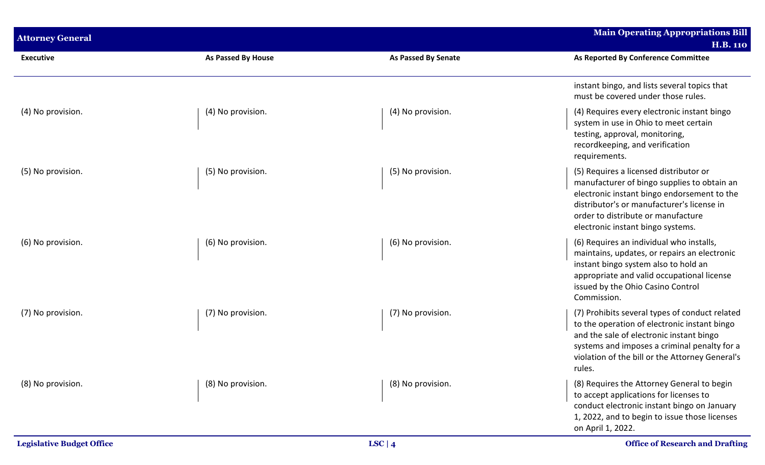| Executive | As Passed By House | As Passed By Senate | As Reported By Conference Committee |
|---|---|---|---|
| | | | instant bingo, and lists several topics that must be covered under those rules. |
| (4) No provision. | (4) No provision. | (4) No provision. | (4) Requires every electronic instant bingo system in use in Ohio to meet certain testing, approval, monitoring, recordkeeping, and verification requirements. |
| (5) No provision. | (5) No provision. | (5) No provision. | (5) Requires a licensed distributor or manufacturer of bingo supplies to obtain an electronic instant bingo endorsement to the distributor's or manufacturer's license in order to distribute or manufacture electronic instant bingo systems. |
| (6) No provision. | (6) No provision. | (6) No provision. | (6) Requires an individual who installs, maintains, updates, or repairs an electronic instant bingo system also to hold an appropriate and valid occupational license issued by the Ohio Casino Control Commission. |
| (7) No provision. | (7) No provision. | (7) No provision. | (7) Prohibits several types of conduct related to the operation of electronic instant bingo and the sale of electronic instant bingo systems and imposes a criminal penalty for a violation of the bill or the Attorney General's rules. |
| (8) No provision. | (8) No provision. | (8) No provision. | (8) Requires the Attorney General to begin to accept applications for licenses to conduct electronic instant bingo on January 1, 2022, and to begin to issue those licenses on April 1, 2022. |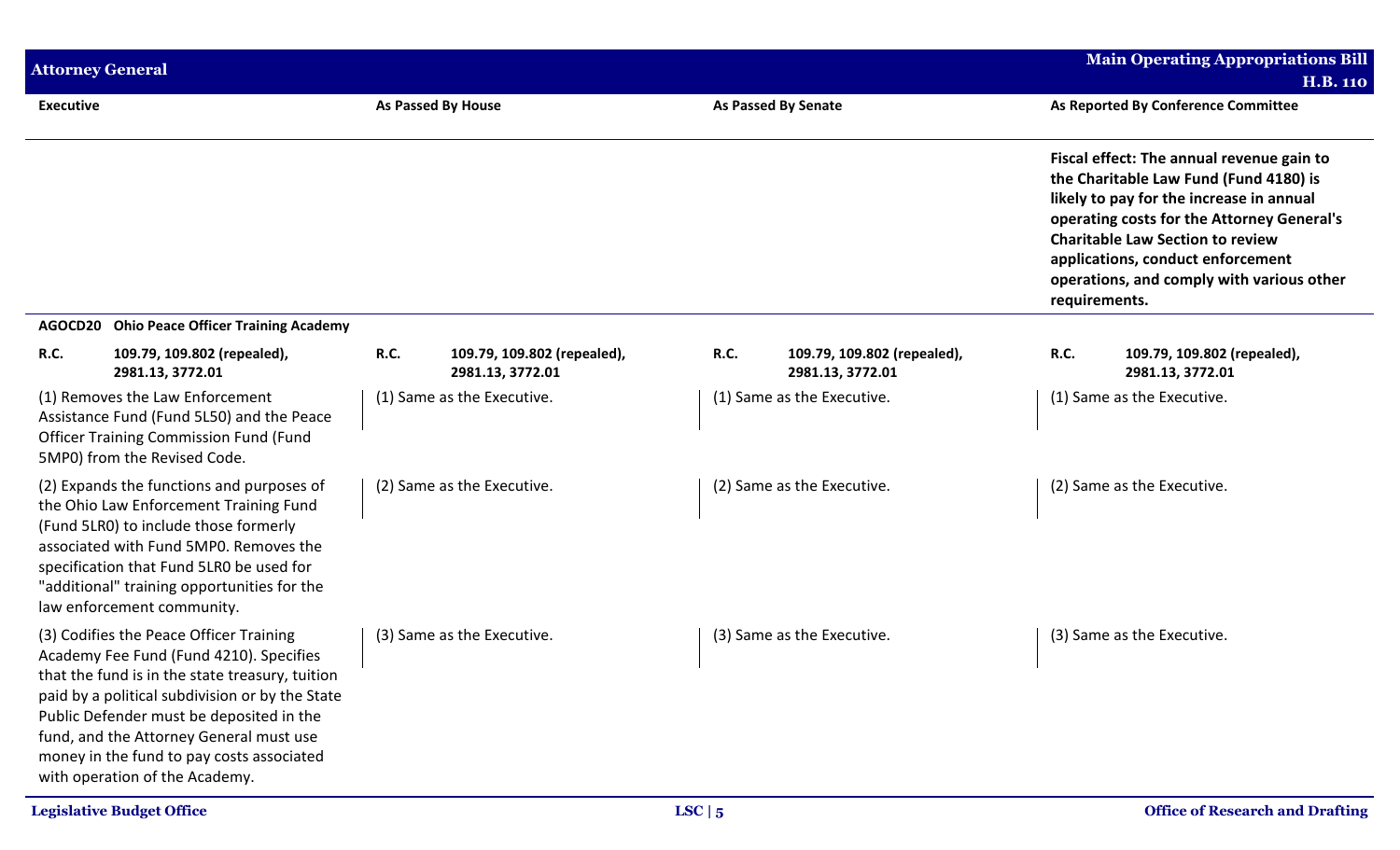| Executive | As Passed By House | As Passed By Senate | As Reported By Conference Committee |
|---|---|---|---|
| | | | **Fiscal effect: The annual revenue gain to the Charitable Law Fund (Fund 4180) is likely to pay for the increase in annual operating costs for the Attorney General's Charitable Law Section to review applications, conduct enforcement operations, and comply with various other requirements.** |
| **AGOCD20 Ohio Peace Officer Training Academy** | | | |
| **R.C. 109.79, 109.802 (repealed), 2981.13, 3772.01** | **R.C. 109.79, 109.802 (repealed), 2981.13, 3772.01** | **R.C. 109.79, 109.802 (repealed), 2981.13, 3772.01** | **R.C. 109.79, 109.802 (repealed), 2981.13, 3772.01** |
| (1) Removes the Law Enforcement Assistance Fund (Fund 5L50) and the Peace Officer Training Commission Fund (Fund 5MP0) from the Revised Code. | (1) Same as the Executive. | (1) Same as the Executive. | (1) Same as the Executive. |
| (2) Expands the functions and purposes of the Ohio Law Enforcement Training Fund (Fund 5LR0) to include those formerly associated with Fund 5MP0. Removes the specification that Fund 5LR0 be used for "additional" training opportunities for the law enforcement community. | (2) Same as the Executive. | (2) Same as the Executive. | (2) Same as the Executive. |
| (3) Codifies the Peace Officer Training Academy Fee Fund (Fund 4210). Specifies that the fund is in the state treasury, tuition paid by a political subdivision or by the State Public Defender must be deposited in the fund, and the Attorney General must use money in the fund to pay costs associated with operation of the Academy. | (3) Same as the Executive. | (3) Same as the Executive. | (3) Same as the Executive. |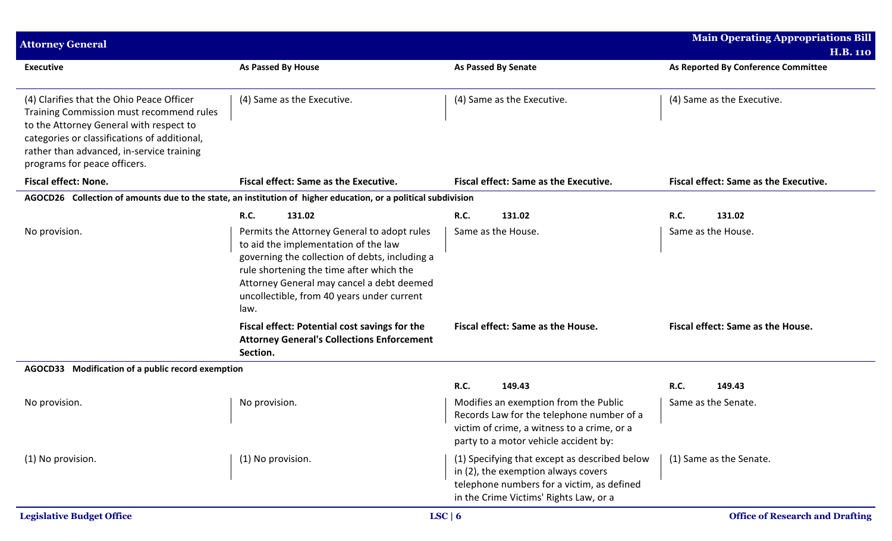| Executive | As Passed By House | As Passed By Senate | As Reported By Conference Committee |
|---|---|---|---|
| (4) Clarifies that the Ohio Peace Officer Training Commission must recommend rules to the Attorney General with respect to categories or classifications of additional, rather than advanced, in-service training programs for peace officers. | (4) Same as the Executive. | (4) Same as the Executive. | (4) Same as the Executive. |
| **Fiscal effect: None.** | **Fiscal effect: Same as the Executive.** | **Fiscal effect: Same as the Executive.** | **Fiscal effect: Same as the Executive.** |
| **AGOCD26 Collection of amounts due to the state, an institution of higher education, or a political subdivision** | | | |
| | **R.C. 131.02** | **R.C. 131.02** | **R.C. 131.02** |
| No provision. | Permits the Attorney General to adopt rules to aid the implementation of the law governing the collection of debts, including a rule shortening the time after which the Attorney General may cancel a debt deemed uncollectible, from 40 years under current law. | Same as the House. | Same as the House. |
| | **Fiscal effect: Potential cost savings for the Attorney General's Collections Enforcement Section.** | **Fiscal effect: Same as the House.** | **Fiscal effect: Same as the House.** |
| **AGOCD33 Modification of a public record exemption** | | | |
| | | **R.C. 149.43** | **R.C. 149.43** |
| No provision. | No provision. | Modifies an exemption from the Public Records Law for the telephone number of a victim of crime, a witness to a crime, or a party to a motor vehicle accident by: | Same as the Senate. |
| (1) No provision. | (1) No provision. | (1) Specifying that except as described below in (2), the exemption always covers telephone numbers for a victim, as defined in the Crime Victims' Rights Law, or a | (1) Same as the Senate. |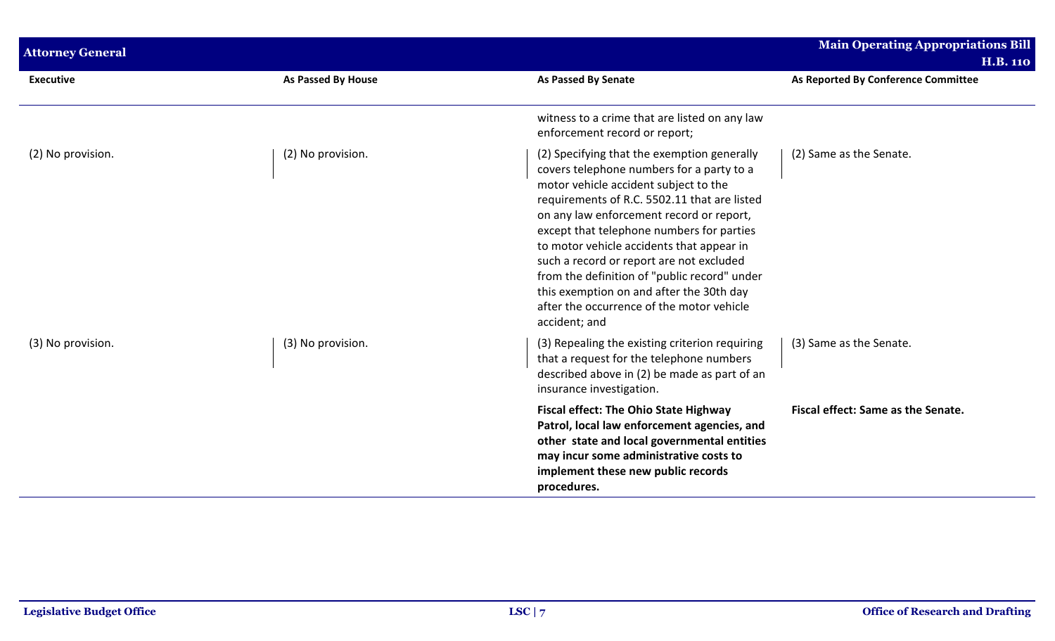| Executive | As Passed By House | As Passed By Senate | As Reported By Conference Committee |
|---|---|---|---|
| | | witness to a crime that are listed on any law enforcement record or report; | |
| (2) No provision. | (2) No provision. | (2) Specifying that the exemption generally covers telephone numbers for a party to a motor vehicle accident subject to the requirements of R.C. 5502.11 that are listed on any law enforcement record or report, except that telephone numbers for parties to motor vehicle accidents that appear in such a record or report are not excluded from the definition of "public record" under this exemption on and after the 30th day after the occurrence of the motor vehicle accident; and | (2) Same as the Senate. |
| (3) No provision. | (3) No provision. | (3) Repealing the existing criterion requiring that a request for the telephone numbers described above in (2) be made as part of an insurance investigation. | (3) Same as the Senate. |
| | | **Fiscal effect: The Ohio State Highway Patrol, local law enforcement agencies, and other state and local governmental entities may incur some administrative costs to implement these new public records procedures.** | **Fiscal effect: Same as the Senate.** |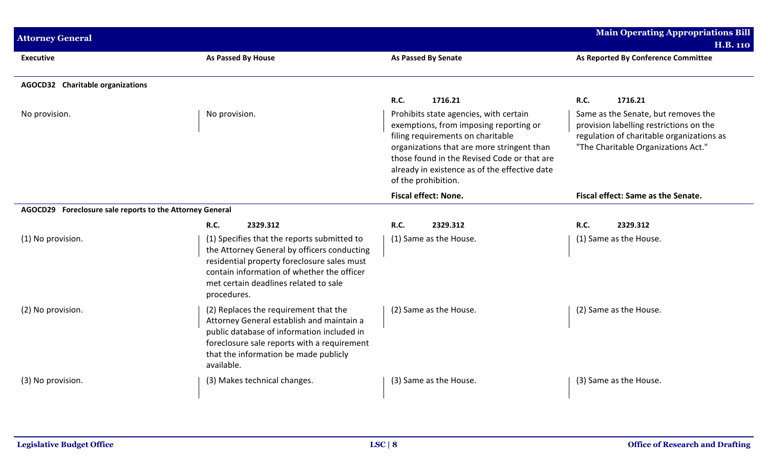| Executive | As Passed By House | As Passed By Senate | As Reported By Conference Committee |
|---|---|---|---|
| **AGOCD32 Charitable organizations** | | | |
| | | **R.C. 1716.21** | **R.C. 1716.21** |
| No provision. | No provision. | Prohibits state agencies, with certain exemptions, from imposing reporting or filing requirements on charitable organizations that are more stringent than those found in the Revised Code or that are already in existence as of the effective date of the prohibition. | Same as the Senate, but removes the provision labelling restrictions on the regulation of charitable organizations as "The Charitable Organizations Act." |
| | | **Fiscal effect: None.** | **Fiscal effect: Same as the Senate.** |
| **AGOCD29 Foreclosure sale reports to the Attorney General** | | | |
| | **R.C. 2329.312** | **R.C. 2329.312** | **R.C. 2329.312** |
| (1) No provision. | (1) Specifies that the reports submitted to the Attorney General by officers conducting residential property foreclosure sales must contain information of whether the officer met certain deadlines related to sale procedures. | (1) Same as the House. | (1) Same as the House. |
| (2) No provision. | (2) Replaces the requirement that the Attorney General establish and maintain a public database of information included in foreclosure sale reports with a requirement that the information be made publicly available. | (2) Same as the House. | (2) Same as the House. |
| (3) No provision. | (3) Makes technical changes. | (3) Same as the House. | (3) Same as the House. |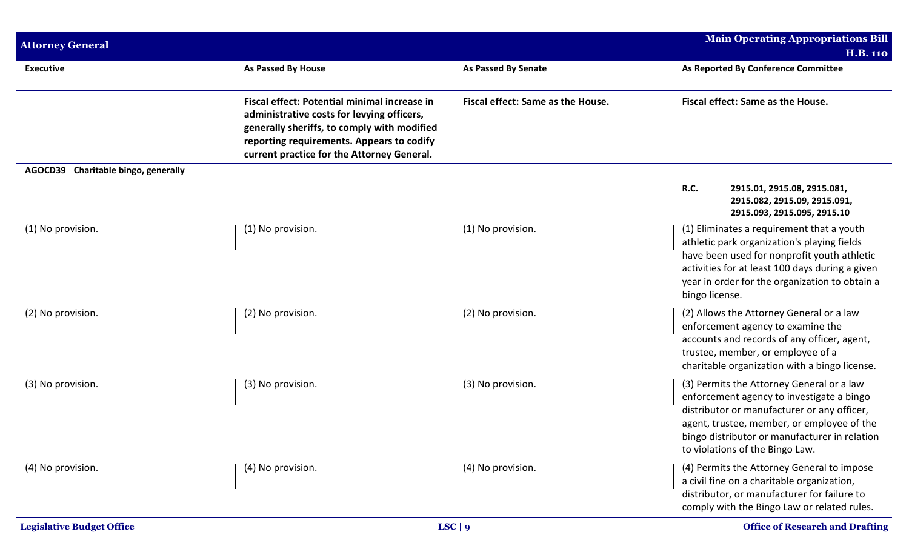| Executive | As Passed By House | As Passed By Senate | As Reported By Conference Committee |
|---|---|---|---|
| | **Fiscal effect: Potential minimal increase in administrative costs for levying officers, generally sheriffs, to comply with modified reporting requirements. Appears to codify current practice for the Attorney General.** | **Fiscal effect: Same as the House.** | **Fiscal effect: Same as the House.** |
| **AGOCD39 Charitable bingo, generally** | | | |
| | | | **R.C. 2915.01, 2915.08, 2915.081, 2915.082, 2915.09, 2915.091, 2915.093, 2915.095, 2915.10** |
| (1) No provision. | (1) No provision. | (1) No provision. | (1) Eliminates a requirement that a youth athletic park organization's playing fields have been used for nonprofit youth athletic activities for at least 100 days during a given year in order for the organization to obtain a bingo license. |
| (2) No provision. | (2) No provision. | (2) No provision. | (2) Allows the Attorney General or a law enforcement agency to examine the accounts and records of any officer, agent, trustee, member, or employee of a charitable organization with a bingo license. |
| (3) No provision. | (3) No provision. | (3) No provision. | (3) Permits the Attorney General or a law enforcement agency to investigate a bingo distributor or manufacturer or any officer, agent, trustee, member, or employee of the bingo distributor or manufacturer in relation to violations of the Bingo Law. |
| (4) No provision. | (4) No provision. | (4) No provision. | (4) Permits the Attorney General to impose a civil fine on a charitable organization, distributor, or manufacturer for failure to comply with the Bingo Law or related rules. |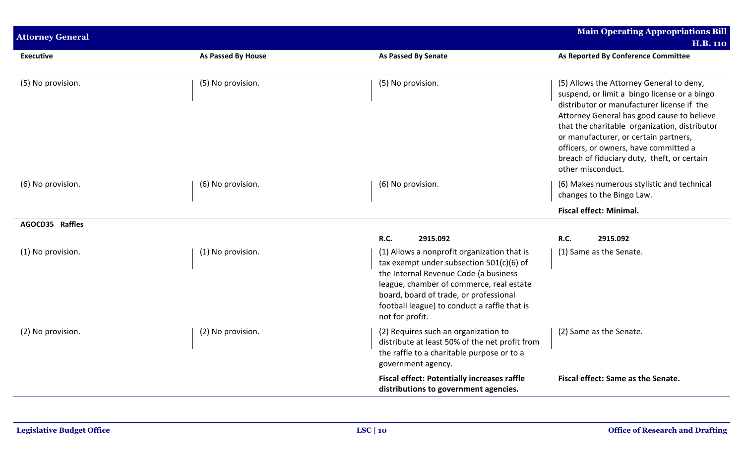| Executive | As Passed By House | As Passed By Senate | As Reported By Conference Committee |
|---|---|---|---|
| (5) No provision. | (5) No provision. | (5) No provision. | (5) Allows the Attorney General to deny, suspend, or limit a bingo license or a bingo distributor or manufacturer license if the Attorney General has good cause to believe that the charitable organization, distributor or manufacturer, or certain partners, officers, or owners, have committed a breach of fiduciary duty, theft, or certain other misconduct. |
| (6) No provision. | (6) No provision. | (6) No provision. | (6) Makes numerous stylistic and technical changes to the Bingo Law. |
| | | | **Fiscal effect: Minimal.** |
| **AGOCD35 Raffles** | | | |
| | | **R.C. 2915.092** | **R.C. 2915.092** |
| (1) No provision. | (1) No provision. | (1) Allows a nonprofit organization that is tax exempt under subsection 501(c)(6) of the Internal Revenue Code (a business league, chamber of commerce, real estate board, board of trade, or professional football league) to conduct a raffle that is not for profit. | (1) Same as the Senate. |
| (2) No provision. | (2) No provision. | (2) Requires such an organization to distribute at least 50% of the net profit from the raffle to a charitable purpose or to a government agency. | (2) Same as the Senate. |
| | | **Fiscal effect: Potentially increases raffle distributions to government agencies.** | **Fiscal effect: Same as the Senate.** |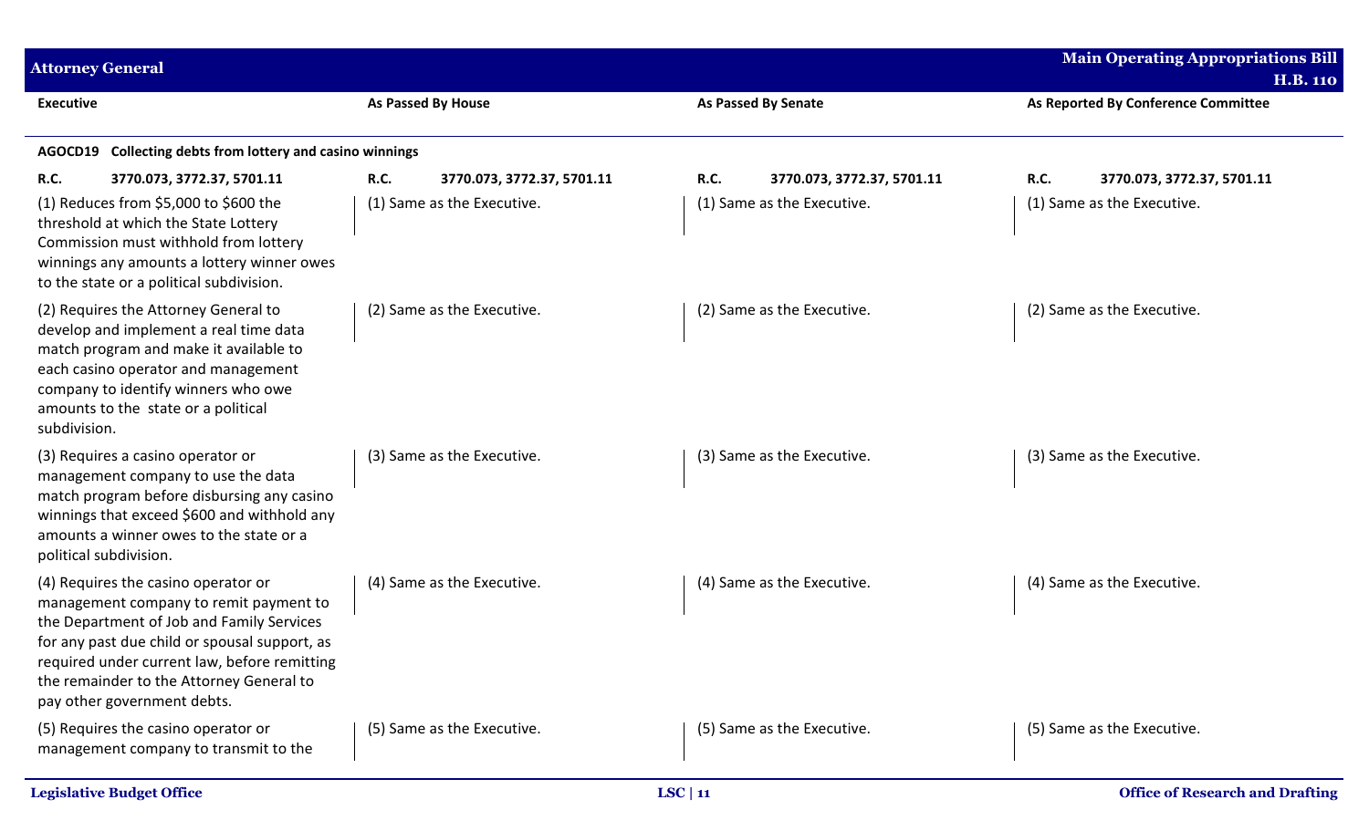| Executive | As Passed By House | As Passed By Senate | As Reported By Conference Committee |
|---|---|---|---|
| **AGOCD19 Collecting debts from lottery and casino winnings** | | | |
| **R.C. 3770.073, 3772.37, 5701.11** | **R.C. 3770.073, 3772.37, 5701.11** | **R.C. 3770.073, 3772.37, 5701.11** | **R.C. 3770.073, 3772.37, 5701.11** |
| (1) Reduces from $5,000 to $600 the threshold at which the State Lottery Commission must withhold from lottery winnings any amounts a lottery winner owes to the state or a political subdivision. | (1) Same as the Executive. | (1) Same as the Executive. | (1) Same as the Executive. |
| (2) Requires the Attorney General to develop and implement a real time data match program and make it available to each casino operator and management company to identify winners who owe amounts to the state or a political subdivision. | (2) Same as the Executive. | (2) Same as the Executive. | (2) Same as the Executive. |
| (3) Requires a casino operator or management company to use the data match program before disbursing any casino winnings that exceed $600 and withhold any amounts a winner owes to the state or a political subdivision. | (3) Same as the Executive. | (3) Same as the Executive. | (3) Same as the Executive. |
| (4) Requires the casino operator or management company to remit payment to the Department of Job and Family Services for any past due child or spousal support, as required under current law, before remitting the remainder to the Attorney General to pay other government debts. | (4) Same as the Executive. | (4) Same as the Executive. | (4) Same as the Executive. |
| (5) Requires the casino operator or management company to transmit to the | (5) Same as the Executive. | (5) Same as the Executive. | (5) Same as the Executive. |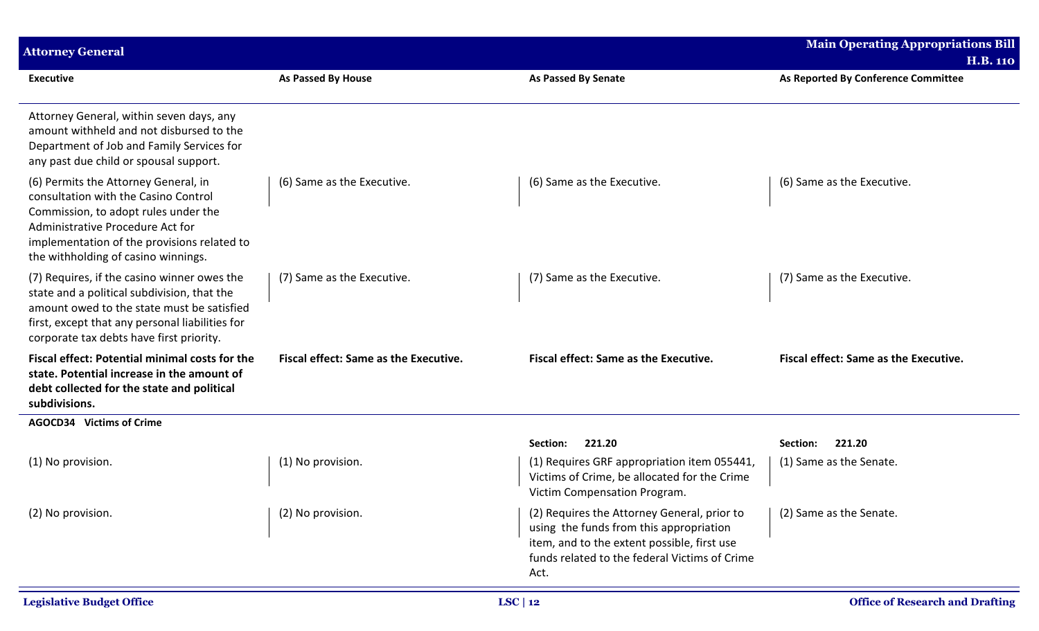| Executive | As Passed By House | As Passed By Senate | As Reported By Conference Committee |
|---|---|---|---|
| Attorney General, within seven days, any amount withheld and not disbursed to the Department of Job and Family Services for any past due child or spousal support. | | | |
| (6) Permits the Attorney General, in consultation with the Casino Control Commission, to adopt rules under the Administrative Procedure Act for implementation of the provisions related to the withholding of casino winnings. | (6) Same as the Executive. | (6) Same as the Executive. | (6) Same as the Executive. |
| (7) Requires, if the casino winner owes the state and a political subdivision, that the amount owed to the state must be satisfied first, except that any personal liabilities for corporate tax debts have first priority. | (7) Same as the Executive. | (7) Same as the Executive. | (7) Same as the Executive. |
| **Fiscal effect: Potential minimal costs for the state. Potential increase in the amount of debt collected for the state and political subdivisions.** | **Fiscal effect: Same as the Executive.** | **Fiscal effect: Same as the Executive.** | **Fiscal effect: Same as the Executive.** |
| **AGOCD34 Victims of Crime** | | | |
| | | **Section: 221.20** | **Section: 221.20** |
| (1) No provision. | (1) No provision. | (1) Requires GRF appropriation item 055441, Victims of Crime, be allocated for the Crime Victim Compensation Program. | (1) Same as the Senate. |
| (2) No provision. | (2) No provision. | (2) Requires the Attorney General, prior to using the funds from this appropriation item, and to the extent possible, first use funds related to the federal Victims of Crime Act. | (2) Same as the Senate. |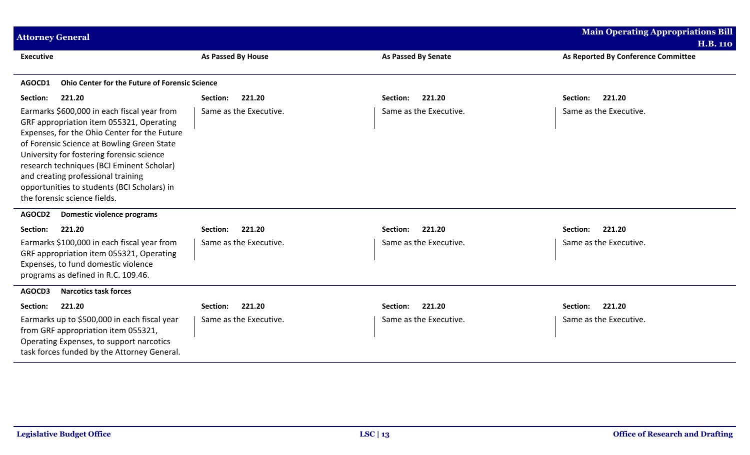| Executive | As Passed By House | As Passed By Senate | As Reported By Conference Committee |
|---|---|---|---|
| **AGOCD1 Ohio Center for the Future of Forensic Science** | | | |
| **Section: 221.20** | **Section: 221.20** | **Section: 221.20** | **Section: 221.20** |
| Earmarks $600,000 in each fiscal year from GRF appropriation item 055321, Operating Expenses, for the Ohio Center for the Future of Forensic Science at Bowling Green State University for fostering forensic science research techniques (BCI Eminent Scholar) and creating professional training opportunities to students (BCI Scholars) in the forensic science fields. | Same as the Executive. | Same as the Executive. | Same as the Executive. |
| **AGOCD2 Domestic violence programs** | | | |
| **Section: 221.20** | **Section: 221.20** | **Section: 221.20** | **Section: 221.20** |
| Earmarks $100,000 in each fiscal year from GRF appropriation item 055321, Operating Expenses, to fund domestic violence programs as defined in R.C. 109.46. | Same as the Executive. | Same as the Executive. | Same as the Executive. |
| **AGOCD3 Narcotics task forces** | | | |
| **Section: 221.20** | **Section: 221.20** | **Section: 221.20** | **Section: 221.20** |
| Earmarks up to $500,000 in each fiscal year from GRF appropriation item 055321, Operating Expenses, to support narcotics task forces funded by the Attorney General. | Same as the Executive. | Same as the Executive. | Same as the Executive. |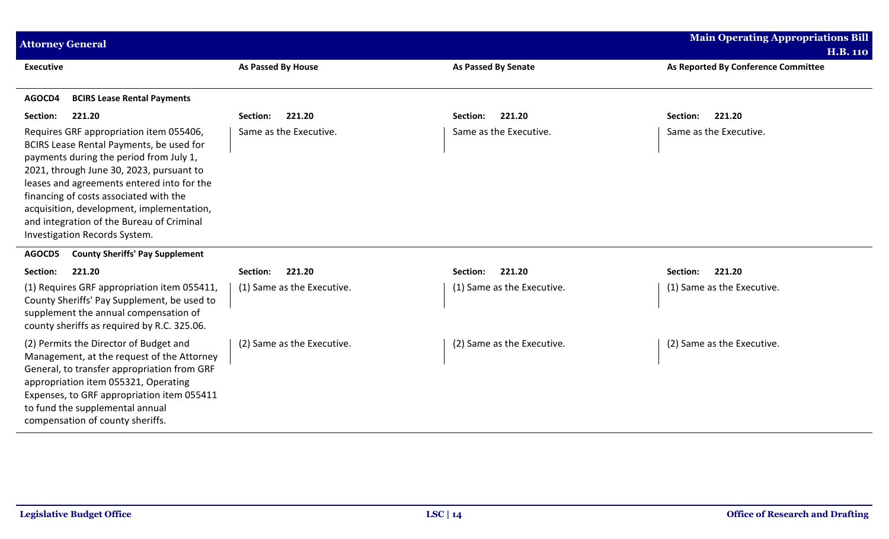| Executive | As Passed By House | As Passed By Senate | As Reported By Conference Committee |
|---|---|---|---|
| **AGOCD4 BCIRS Lease Rental Payments** | | | |
| **Section: 221.20** | **Section: 221.20** | **Section: 221.20** | **Section: 221.20** |
| Requires GRF appropriation item 055406, BCIRS Lease Rental Payments, be used for payments during the period from July 1, 2021, through June 30, 2023, pursuant to leases and agreements entered into for the financing of costs associated with the acquisition, development, implementation, and integration of the Bureau of Criminal Investigation Records System. | Same as the Executive. | Same as the Executive. | Same as the Executive. |
| **AGOCD5 County Sheriffs' Pay Supplement** | | | |
| **Section: 221.20** | **Section: 221.20** | **Section: 221.20** | **Section: 221.20** |
| (1) Requires GRF appropriation item 055411, County Sheriffs' Pay Supplement, be used to supplement the annual compensation of county sheriffs as required by R.C. 325.06. | (1) Same as the Executive. | (1) Same as the Executive. | (1) Same as the Executive. |
| (2) Permits the Director of Budget and Management, at the request of the Attorney General, to transfer appropriation from GRF appropriation item 055321, Operating Expenses, to GRF appropriation item 055411 to fund the supplemental annual compensation of county sheriffs. | (2) Same as the Executive. | (2) Same as the Executive. | (2) Same as the Executive. |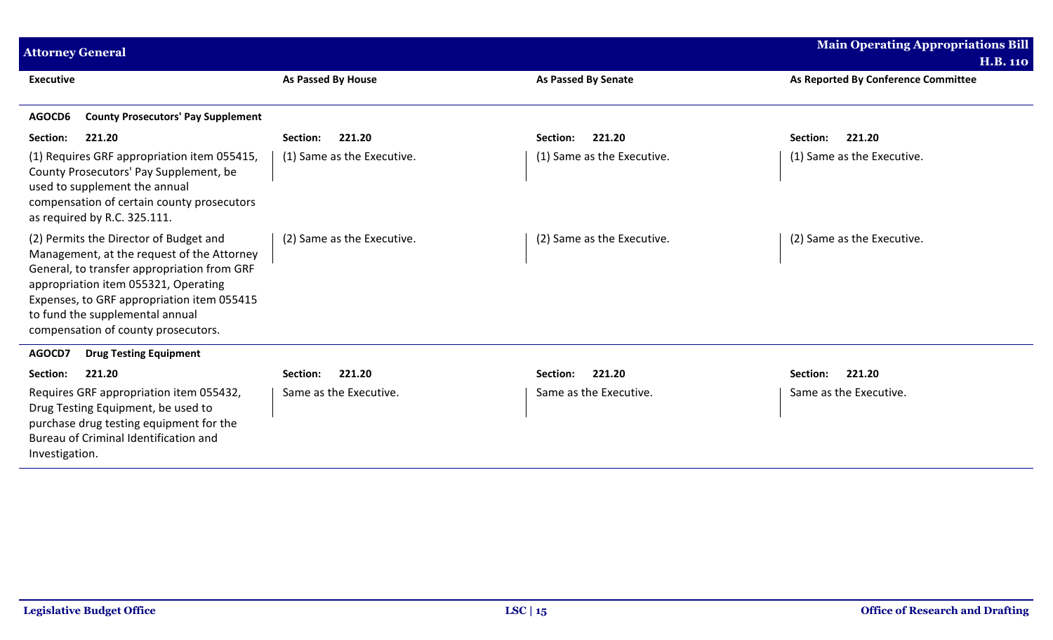| Executive | As Passed By House | As Passed By Senate | As Reported By Conference Committee |
|---|---|---|---|
| **AGOCD6 County Prosecutors' Pay Supplement** | | | |
| **Section: 221.20** | **Section: 221.20** | **Section: 221.20** | **Section: 221.20** |
| (1) Requires GRF appropriation item 055415, County Prosecutors' Pay Supplement, be used to supplement the annual compensation of certain county prosecutors as required by R.C. 325.111. | (1) Same as the Executive. | (1) Same as the Executive. | (1) Same as the Executive. |
| (2) Permits the Director of Budget and Management, at the request of the Attorney General, to transfer appropriation from GRF appropriation item 055321, Operating Expenses, to GRF appropriation item 055415 to fund the supplemental annual compensation of county prosecutors. | (2) Same as the Executive. | (2) Same as the Executive. | (2) Same as the Executive. |
| **AGOCD7 Drug Testing Equipment** | | | |
| **Section: 221.20** | **Section: 221.20** | **Section: 221.20** | **Section: 221.20** |
| Requires GRF appropriation item 055432, Drug Testing Equipment, be used to purchase drug testing equipment for the Bureau of Criminal Identification and Investigation. | Same as the Executive. | Same as the Executive. | Same as the Executive. |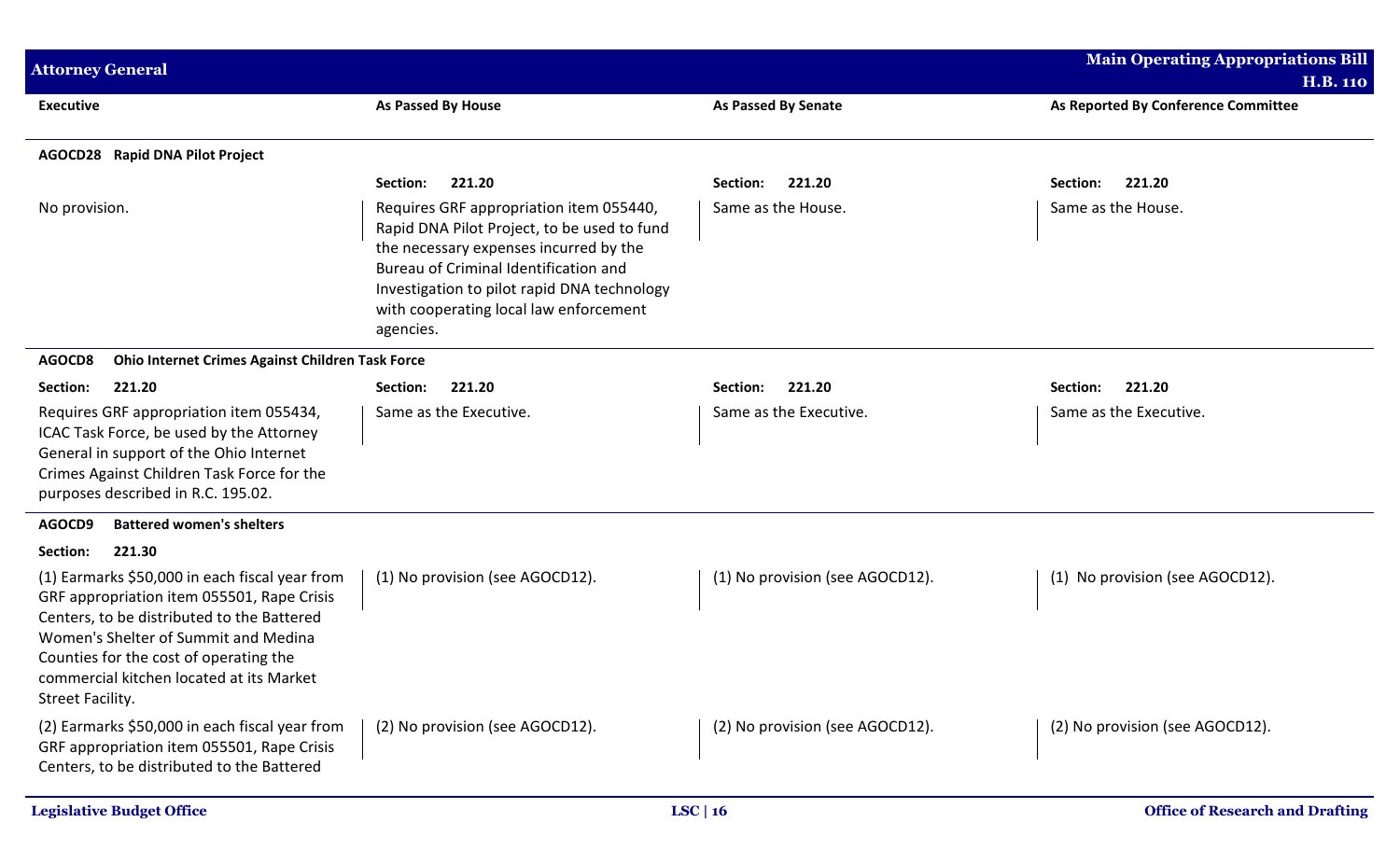| Executive | As Passed By House | As Passed By Senate | As Reported By Conference Committee |
|---|---|---|---|
| **AGOCD28 Rapid DNA Pilot Project** | | | |
| | **Section: 221.20** | **Section: 221.20** | **Section: 221.20** |
| No provision. | Requires GRF appropriation item 055440, Rapid DNA Pilot Project, to be used to fund the necessary expenses incurred by the Bureau of Criminal Identification and Investigation to pilot rapid DNA technology with cooperating local law enforcement agencies. | Same as the House. | Same as the House. |
| **AGOCD8 Ohio Internet Crimes Against Children Task Force** | | | |
| **Section: 221.20** | **Section: 221.20** | **Section: 221.20** | **Section: 221.20** |
| Requires GRF appropriation item 055434, ICAC Task Force, be used by the Attorney General in support of the Ohio Internet Crimes Against Children Task Force for the purposes described in R.C. 195.02. | Same as the Executive. | Same as the Executive. | Same as the Executive. |
| **AGOCD9 Battered women's shelters** | | | |
| **Section: 221.30** | | | |
| (1) Earmarks $50,000 in each fiscal year from GRF appropriation item 055501, Rape Crisis Centers, to be distributed to the Battered Women's Shelter of Summit and Medina Counties for the cost of operating the commercial kitchen located at its Market Street Facility. | (1) No provision (see AGOCD12). | (1) No provision (see AGOCD12). | (1) No provision (see AGOCD12). |
| (2) Earmarks $50,000 in each fiscal year from GRF appropriation item 055501, Rape Crisis Centers, to be distributed to the Battered | (2) No provision (see AGOCD12). | (2) No provision (see AGOCD12). | (2) No provision (see AGOCD12). |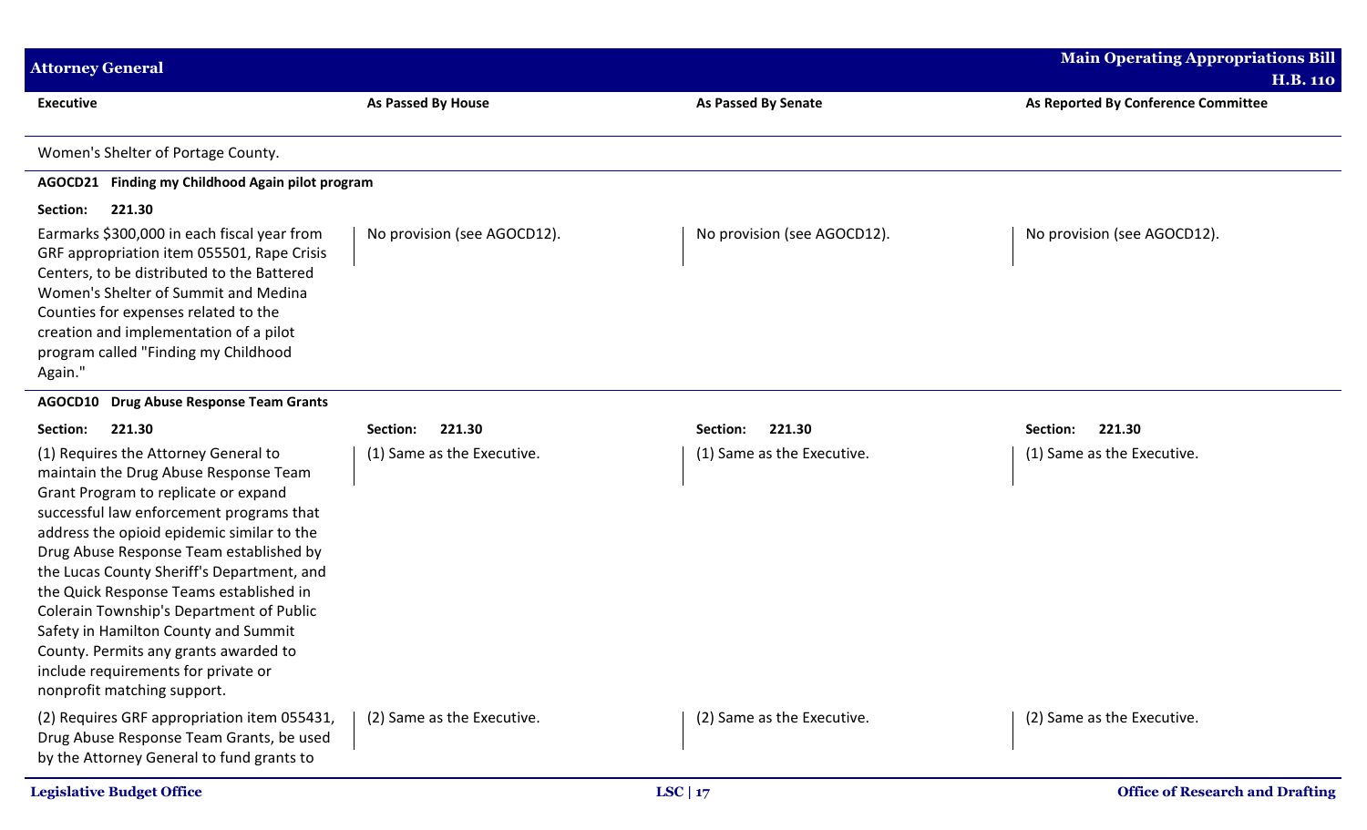| Executive | As Passed By House | As Passed By Senate | As Reported By Conference Committee |
|---|---|---|---|
| Women's Shelter of Portage County. | | | |
| **AGOCD21 Finding my Childhood Again pilot program** | | | |
| **Section: 221.30** | | | |
| Earmarks $300,000 in each fiscal year from GRF appropriation item 055501, Rape Crisis Centers, to be distributed to the Battered Women's Shelter of Summit and Medina Counties for expenses related to the creation and implementation of a pilot program called "Finding my Childhood Again." | No provision (see AGOCD12). | No provision (see AGOCD12). | No provision (see AGOCD12). |
| **AGOCD10 Drug Abuse Response Team Grants** | | | |
| **Section: 221.30** | **Section: 221.30** | **Section: 221.30** | **Section: 221.30** |
| (1) Requires the Attorney General to maintain the Drug Abuse Response Team Grant Program to replicate or expand successful law enforcement programs that address the opioid epidemic similar to the Drug Abuse Response Team established by the Lucas County Sheriff's Department, and the Quick Response Teams established in Colerain Township's Department of Public Safety in Hamilton County and Summit County. Permits any grants awarded to include requirements for private or nonprofit matching support. | (1) Same as the Executive. | (1) Same as the Executive. | (1) Same as the Executive. |
| (2) Requires GRF appropriation item 055431, Drug Abuse Response Team Grants, be used by the Attorney General to fund grants to | (2) Same as the Executive. | (2) Same as the Executive. | (2) Same as the Executive. |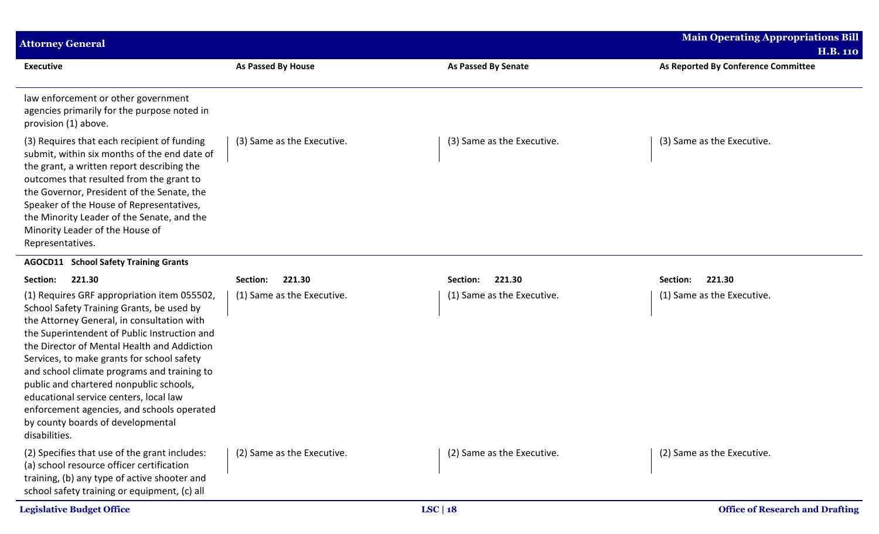| Executive | As Passed By House | As Passed By Senate | As Reported By Conference Committee |
|---|---|---|---|
| law enforcement or other government agencies primarily for the purpose noted in provision (1) above. | | | |
| (3) Requires that each recipient of funding submit, within six months of the end date of the grant, a written report describing the outcomes that resulted from the grant to the Governor, President of the Senate, the Speaker of the House of Representatives, the Minority Leader of the Senate, and the Minority Leader of the House of Representatives. | (3) Same as the Executive. | (3) Same as the Executive. | (3) Same as the Executive. |
| **AGOCD11 School Safety Training Grants** | | | |
| **Section: 221.30** | **Section: 221.30** | **Section: 221.30** | **Section: 221.30** |
| (1) Requires GRF appropriation item 055502, School Safety Training Grants, be used by the Attorney General, in consultation with the Superintendent of Public Instruction and the Director of Mental Health and Addiction Services, to make grants for school safety and school climate programs and training to public and chartered nonpublic schools, educational service centers, local law enforcement agencies, and schools operated by county boards of developmental disabilities. | (1) Same as the Executive. | (1) Same as the Executive. | (1) Same as the Executive. |
| (2) Specifies that use of the grant includes: (a) school resource officer certification training, (b) any type of active shooter and school safety training or equipment, (c) all | (2) Same as the Executive. | (2) Same as the Executive. | (2) Same as the Executive. |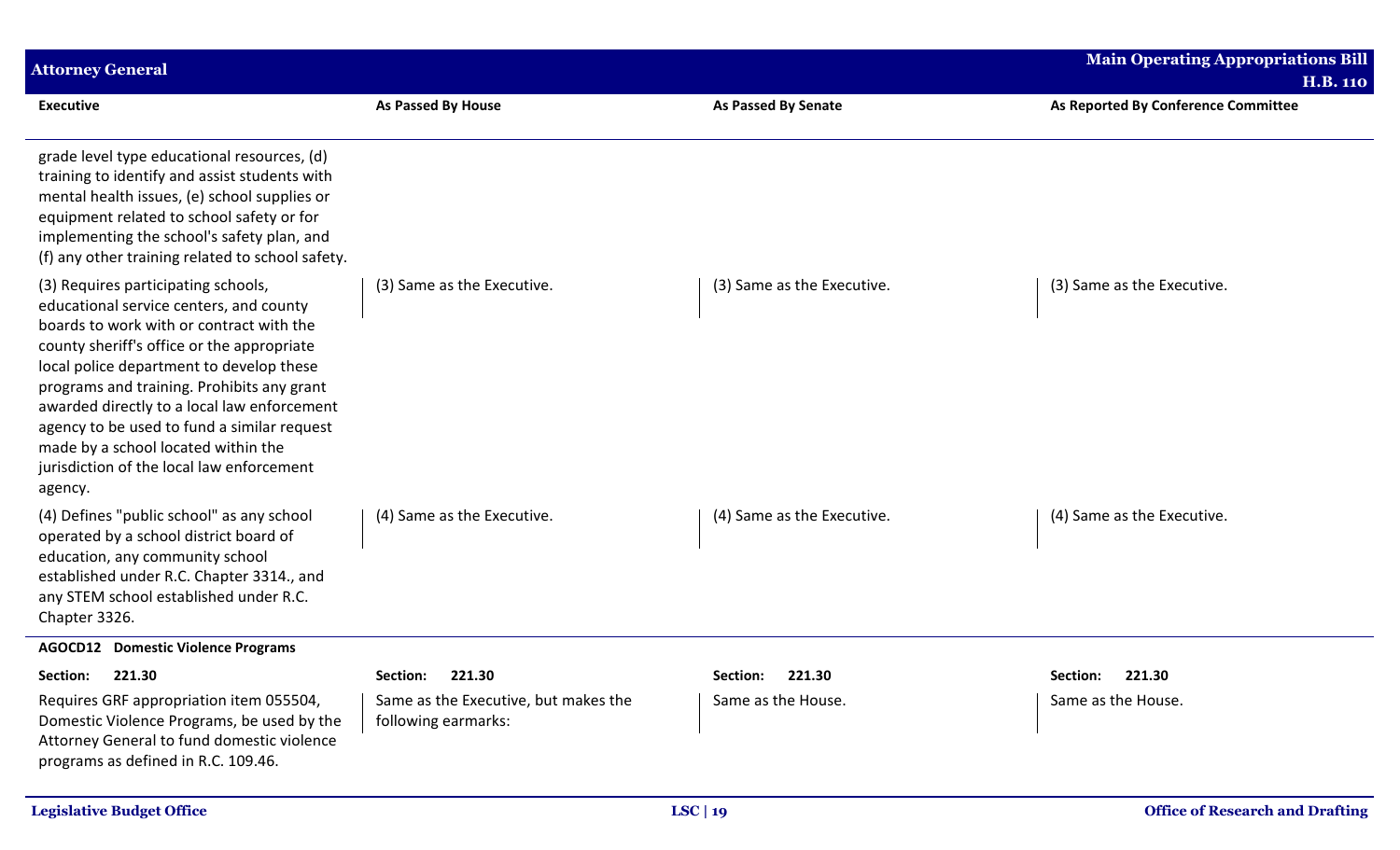| Executive | As Passed By House | As Passed By Senate | As Reported By Conference Committee |
|---|---|---|---|
| grade level type educational resources, (d) training to identify and assist students with mental health issues, (e) school supplies or equipment related to school safety or for implementing the school's safety plan, and (f) any other training related to school safety. | | | |
| (3) Requires participating schools, educational service centers, and county boards to work with or contract with the county sheriff's office or the appropriate local police department to develop these programs and training. Prohibits any grant awarded directly to a local law enforcement agency to be used to fund a similar request made by a school located within the jurisdiction of the local law enforcement agency. | (3) Same as the Executive. | (3) Same as the Executive. | (3) Same as the Executive. |
| (4) Defines "public school" as any school operated by a school district board of education, any community school established under R.C. Chapter 3314., and any STEM school established under R.C. Chapter 3326. | (4) Same as the Executive. | (4) Same as the Executive. | (4) Same as the Executive. |
| **AGOCD12 Domestic Violence Programs** | | | |
| **Section: 221.30** | **Section: 221.30** | **Section: 221.30** | **Section: 221.30** |
| Requires GRF appropriation item 055504, Domestic Violence Programs, be used by the Attorney General to fund domestic violence programs as defined in R.C. 109.46. | Same as the Executive, but makes the following earmarks: | Same as the House. | Same as the House. |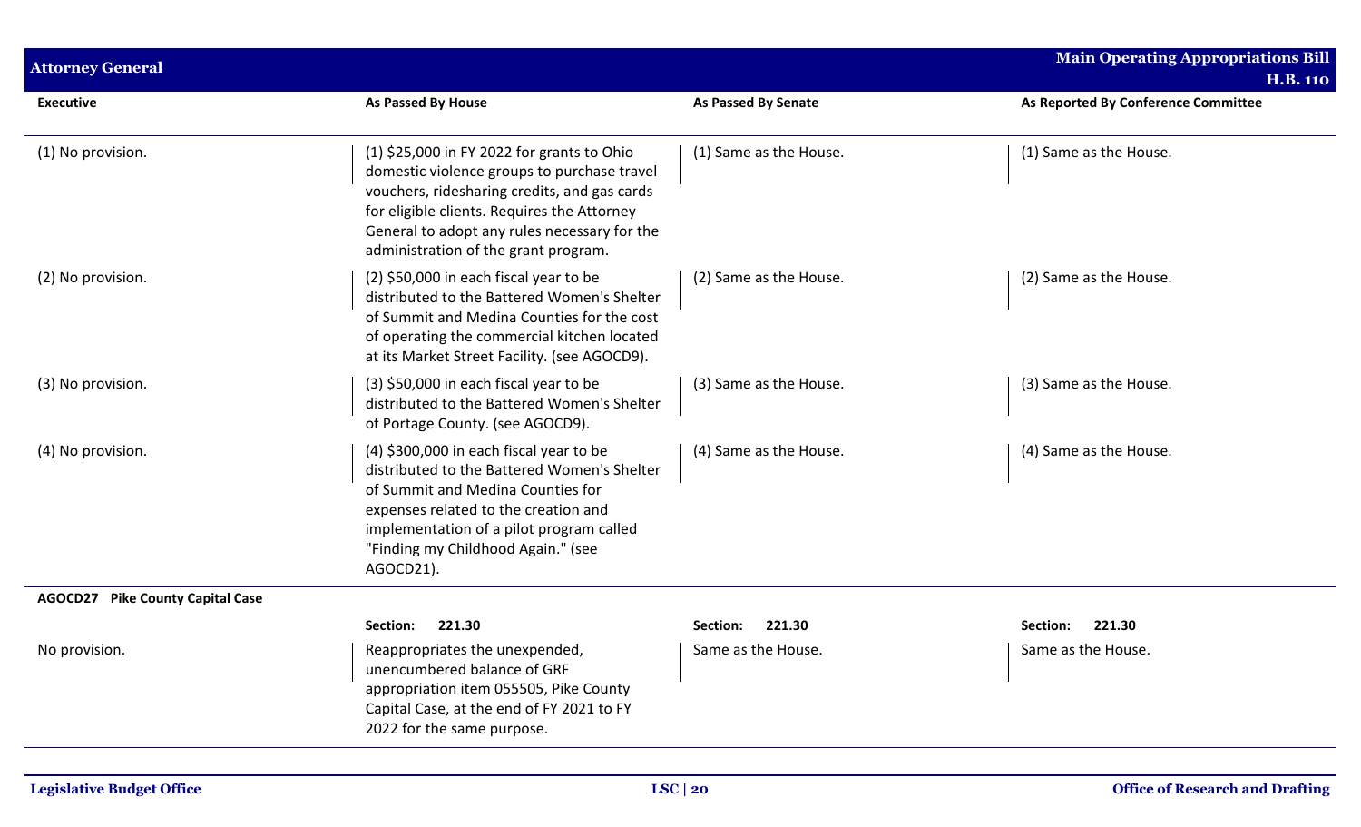| Executive | As Passed By House | As Passed By Senate | As Reported By Conference Committee |
|---|---|---|---|
| (1) No provision. | (1) $25,000 in FY 2022 for grants to Ohio domestic violence groups to purchase travel vouchers, ridesharing credits, and gas cards for eligible clients. Requires the Attorney General to adopt any rules necessary for the administration of the grant program. | (1) Same as the House. | (1) Same as the House. |
| (2) No provision. | (2) $50,000 in each fiscal year to be distributed to the Battered Women's Shelter of Summit and Medina Counties for the cost of operating the commercial kitchen located at its Market Street Facility. (see AGOCD9). | (2) Same as the House. | (2) Same as the House. |
| (3) No provision. | (3) $50,000 in each fiscal year to be distributed to the Battered Women's Shelter of Portage County. (see AGOCD9). | (3) Same as the House. | (3) Same as the House. |
| (4) No provision. | (4) $300,000 in each fiscal year to be distributed to the Battered Women's Shelter of Summit and Medina Counties for expenses related to the creation and implementation of a pilot program called "Finding my Childhood Again." (see AGOCD21). | (4) Same as the House. | (4) Same as the House. |
| **AGOCD27 Pike County Capital Case** | | | |
| | **Section: 221.30** | **Section: 221.30** | **Section: 221.30** |
| No provision. | Reappropriates the unexpended, unencumbered balance of GRF appropriation item 055505, Pike County Capital Case, at the end of FY 2021 to FY 2022 for the same purpose. | Same as the House. | Same as the House. |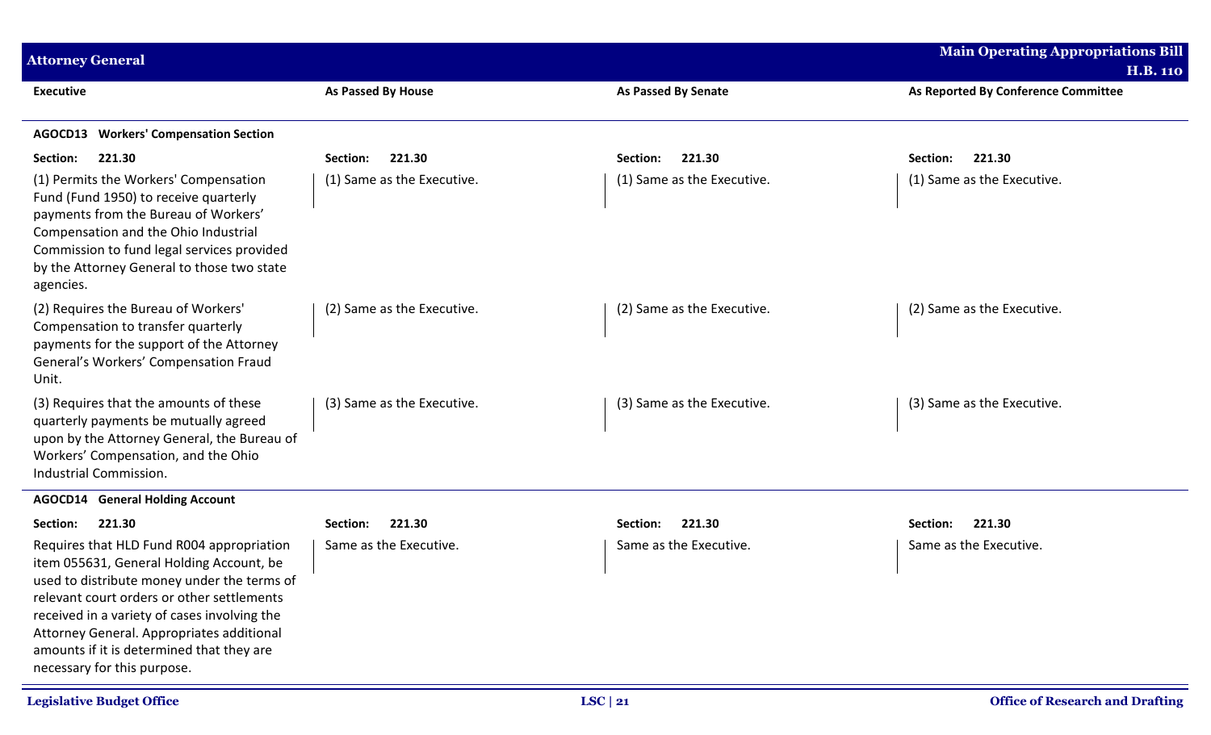| Executive | As Passed By House | As Passed By Senate | As Reported By Conference Committee |
|---|---|---|---|
| **AGOCD13 Workers' Compensation Section** | | | |
| **Section: 221.30** | **Section: 221.30** | **Section: 221.30** | **Section: 221.30** |
| (1) Permits the Workers' Compensation Fund (Fund 1950) to receive quarterly payments from the Bureau of Workers' Compensation and the Ohio Industrial Commission to fund legal services provided by the Attorney General to those two state agencies. | (1) Same as the Executive. | (1) Same as the Executive. | (1) Same as the Executive. |
| (2) Requires the Bureau of Workers' Compensation to transfer quarterly payments for the support of the Attorney General's Workers' Compensation Fraud Unit. | (2) Same as the Executive. | (2) Same as the Executive. | (2) Same as the Executive. |
| (3) Requires that the amounts of these quarterly payments be mutually agreed upon by the Attorney General, the Bureau of Workers' Compensation, and the Ohio Industrial Commission. | (3) Same as the Executive. | (3) Same as the Executive. | (3) Same as the Executive. |
| **AGOCD14 General Holding Account** | | | |
| **Section: 221.30** | **Section: 221.30** | **Section: 221.30** | **Section: 221.30** |
| Requires that HLD Fund R004 appropriation item 055631, General Holding Account, be used to distribute money under the terms of relevant court orders or other settlements received in a variety of cases involving the Attorney General. Appropriates additional amounts if it is determined that they are necessary for this purpose. | Same as the Executive. | Same as the Executive. | Same as the Executive. |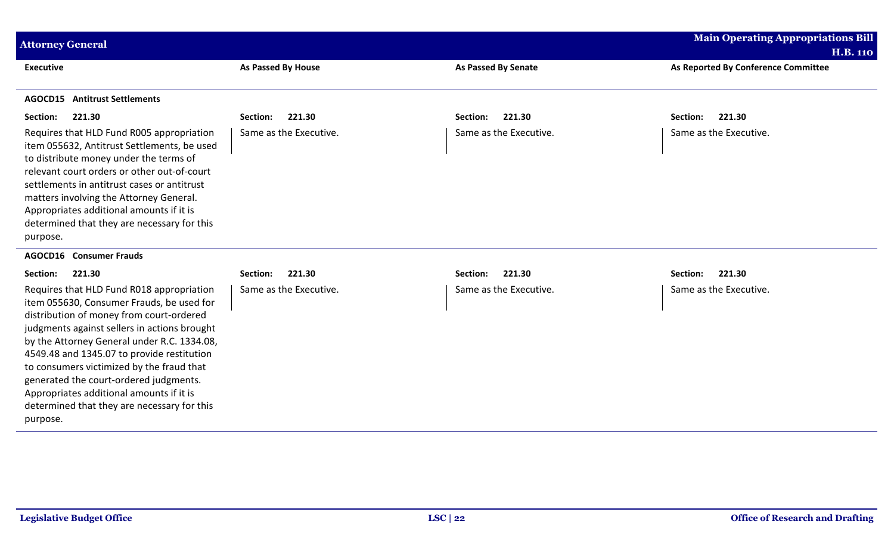| Executive | As Passed By House | As Passed By Senate | As Reported By Conference Committee |
|---|---|---|---|
| **AGOCD15 Antitrust Settlements** | | | |
| **Section: 221.30** | **Section: 221.30** | **Section: 221.30** | **Section: 221.30** |
| Requires that HLD Fund R005 appropriation item 055632, Antitrust Settlements, be used to distribute money under the terms of relevant court orders or other out-of-court settlements in antitrust cases or antitrust matters involving the Attorney General. Appropriates additional amounts if it is determined that they are necessary for this purpose. | Same as the Executive. | Same as the Executive. | Same as the Executive. |
| **AGOCD16 Consumer Frauds** | | | |
| **Section: 221.30** | **Section: 221.30** | **Section: 221.30** | **Section: 221.30** |
| Requires that HLD Fund R018 appropriation item 055630, Consumer Frauds, be used for distribution of money from court-ordered judgments against sellers in actions brought by the Attorney General under R.C. 1334.08, 4549.48 and 1345.07 to provide restitution to consumers victimized by the fraud that generated the court-ordered judgments. Appropriates additional amounts if it is determined that they are necessary for this purpose. | Same as the Executive. | Same as the Executive. | Same as the Executive. |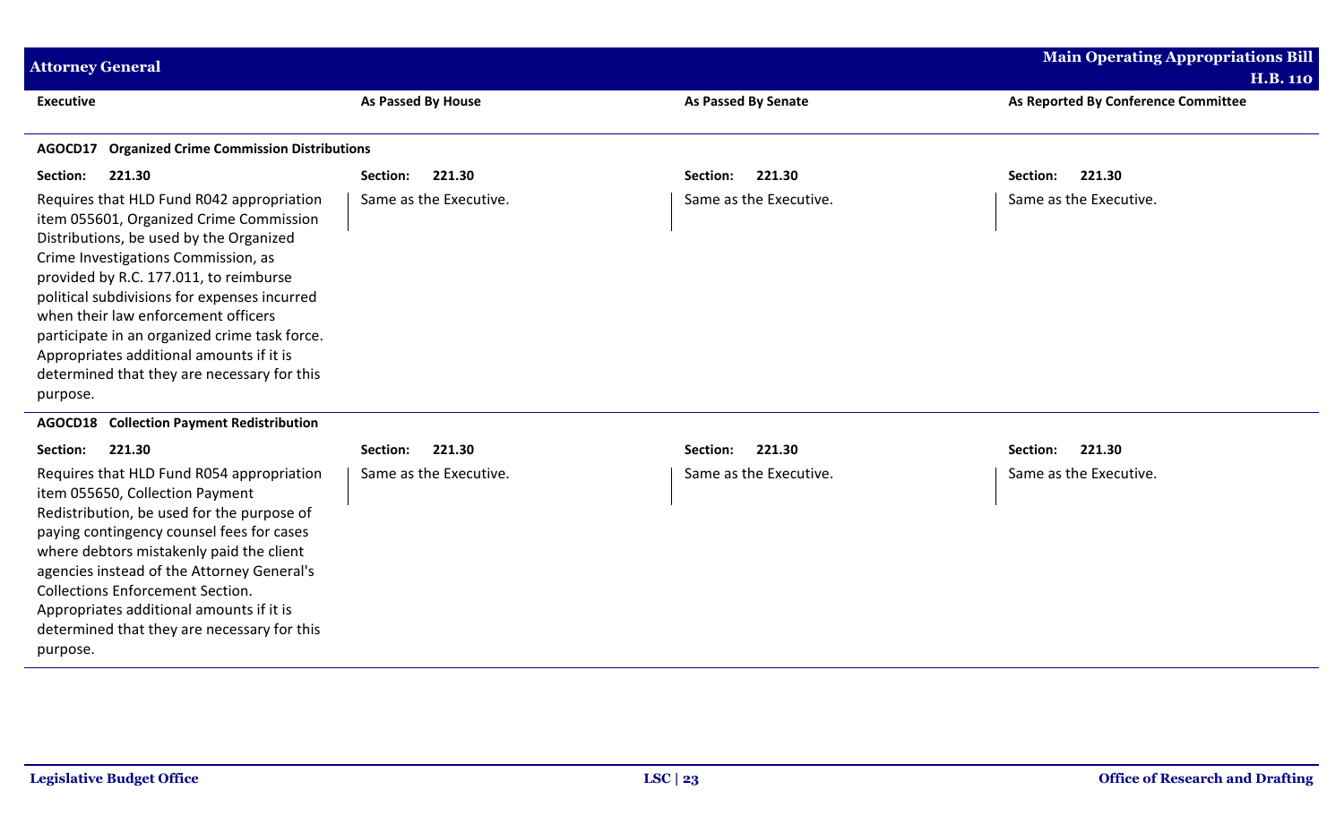| Executive | As Passed By House | As Passed By Senate | As Reported By Conference Committee |
|---|---|---|---|
| **AGOCD17 Organized Crime Commission Distributions** | | | |
| **Section: 221.30** | **Section: 221.30** | **Section: 221.30** | **Section: 221.30** |
| Requires that HLD Fund R042 appropriation item 055601, Organized Crime Commission Distributions, be used by the Organized Crime Investigations Commission, as provided by R.C. 177.011, to reimburse political subdivisions for expenses incurred when their law enforcement officers participate in an organized crime task force. Appropriates additional amounts if it is determined that they are necessary for this purpose. | Same as the Executive. | Same as the Executive. | Same as the Executive. |
| **AGOCD18 Collection Payment Redistribution** | | | |
| **Section: 221.30** | **Section: 221.30** | **Section: 221.30** | **Section: 221.30** |
| Requires that HLD Fund R054 appropriation item 055650, Collection Payment Redistribution, be used for the purpose of paying contingency counsel fees for cases where debtors mistakenly paid the client agencies instead of the Attorney General's Collections Enforcement Section. Appropriates additional amounts if it is determined that they are necessary for this purpose. | Same as the Executive. | Same as the Executive. | Same as the Executive. |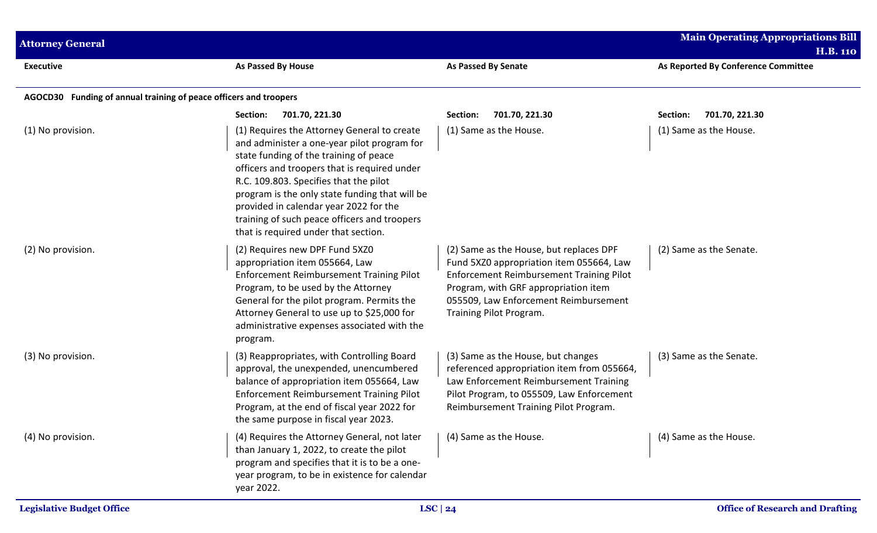| Executive | As Passed By House | As Passed By Senate | As Reported By Conference Committee |
|---|---|---|---|
| **AGOCD30 Funding of annual training of peace officers and troopers** | | | |
| | **Section: 701.70, 221.30** | **Section: 701.70, 221.30** | **Section: 701.70, 221.30** |
| (1) No provision. | (1) Requires the Attorney General to create and administer a one-year pilot program for state funding of the training of peace officers and troopers that is required under R.C. 109.803. Specifies that the pilot program is the only state funding that will be provided in calendar year 2022 for the training of such peace officers and troopers that is required under that section. | (1) Same as the House. | (1) Same as the House. |
| (2) No provision. | (2) Requires new DPF Fund 5XZ0 appropriation item 055664, Law Enforcement Reimbursement Training Pilot Program, to be used by the Attorney General for the pilot program. Permits the Attorney General to use up to $25,000 for administrative expenses associated with the program. | (2) Same as the House, but replaces DPF Fund 5XZ0 appropriation item 055664, Law Enforcement Reimbursement Training Pilot Program, with GRF appropriation item 055509, Law Enforcement Reimbursement Training Pilot Program. | (2) Same as the Senate. |
| (3) No provision. | (3) Reappropriates, with Controlling Board approval, the unexpended, unencumbered balance of appropriation item 055664, Law Enforcement Reimbursement Training Pilot Program, at the end of fiscal year 2022 for the same purpose in fiscal year 2023. | (3) Same as the House, but changes referenced appropriation item from 055664, Law Enforcement Reimbursement Training Pilot Program, to 055509, Law Enforcement Reimbursement Training Pilot Program. | (3) Same as the Senate. |
| (4) No provision. | (4) Requires the Attorney General, not later than January 1, 2022, to create the pilot program and specifies that it is to be a one-year program, to be in existence for calendar year 2022. | (4) Same as the House. | (4) Same as the House. |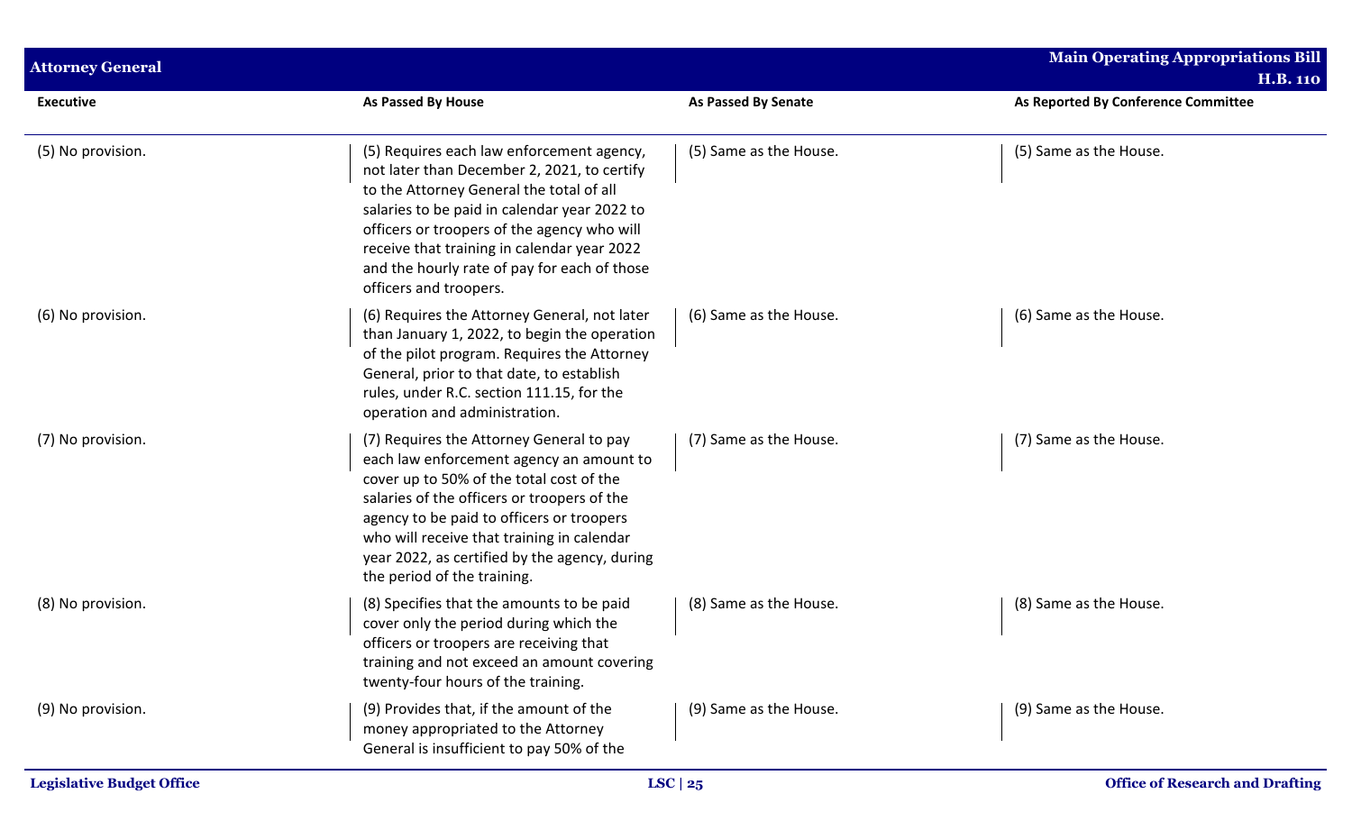| Executive | As Passed By House | As Passed By Senate | As Reported By Conference Committee |
|---|---|---|---|
| (5) No provision. | (5) Requires each law enforcement agency, not later than December 2, 2021, to certify to the Attorney General the total of all salaries to be paid in calendar year 2022 to officers or troopers of the agency who will receive that training in calendar year 2022 and the hourly rate of pay for each of those officers and troopers. | (5) Same as the House. | (5) Same as the House. |
| (6) No provision. | (6) Requires the Attorney General, not later than January 1, 2022, to begin the operation of the pilot program. Requires the Attorney General, prior to that date, to establish rules, under R.C. section 111.15, for the operation and administration. | (6) Same as the House. | (6) Same as the House. |
| (7) No provision. | (7) Requires the Attorney General to pay each law enforcement agency an amount to cover up to 50% of the total cost of the salaries of the officers or troopers of the agency to be paid to officers or troopers who will receive that training in calendar year 2022, as certified by the agency, during the period of the training. | (7) Same as the House. | (7) Same as the House. |
| (8) No provision. | (8) Specifies that the amounts to be paid cover only the period during which the officers or troopers are receiving that training and not exceed an amount covering twenty-four hours of the training. | (8) Same as the House. | (8) Same as the House. |
| (9) No provision. | (9) Provides that, if the amount of the money appropriated to the Attorney General is insufficient to pay 50% of the | (9) Same as the House. | (9) Same as the House. |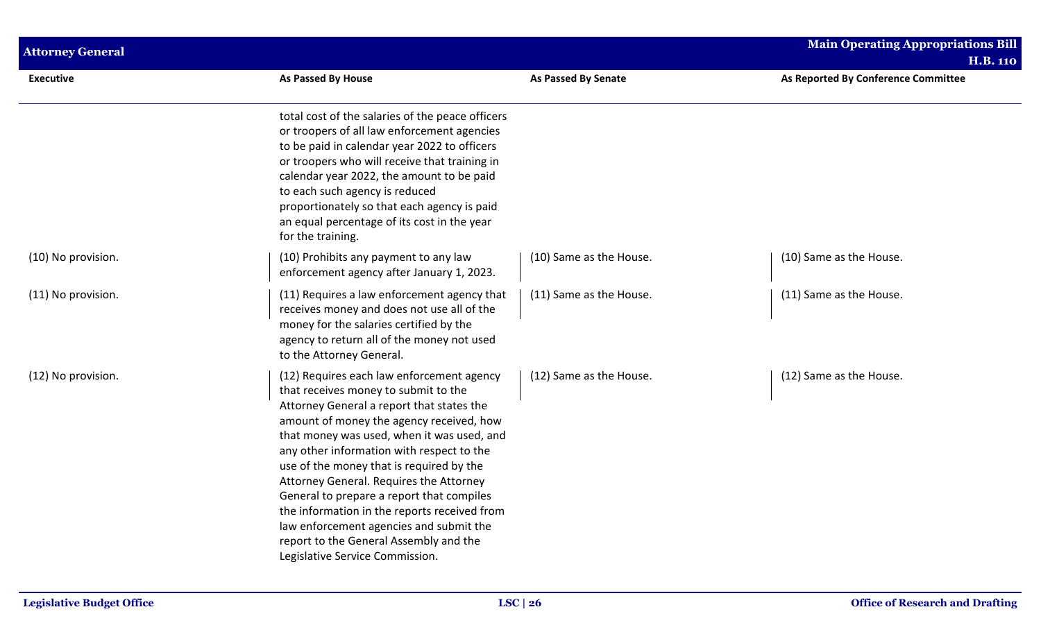| Executive | As Passed By House | As Passed By Senate | As Reported By Conference Committee |
|---|---|---|---|
| | total cost of the salaries of the peace officers or troopers of all law enforcement agencies to be paid in calendar year 2022 to officers or troopers who will receive that training in calendar year 2022, the amount to be paid to each such agency is reduced proportionately so that each agency is paid an equal percentage of its cost in the year for the training. | | |
| (10) No provision. | (10) Prohibits any payment to any law enforcement agency after January 1, 2023. | (10) Same as the House. | (10) Same as the House. |
| (11) No provision. | (11) Requires a law enforcement agency that receives money and does not use all of the money for the salaries certified by the agency to return all of the money not used to the Attorney General. | (11) Same as the House. | (11) Same as the House. |
| (12) No provision. | (12) Requires each law enforcement agency that receives money to submit to the Attorney General a report that states the amount of money the agency received, how that money was used, when it was used, and any other information with respect to the use of the money that is required by the Attorney General. Requires the Attorney General to prepare a report that compiles the information in the reports received from law enforcement agencies and submit the report to the General Assembly and the Legislative Service Commission. | (12) Same as the House. | (12) Same as the House. |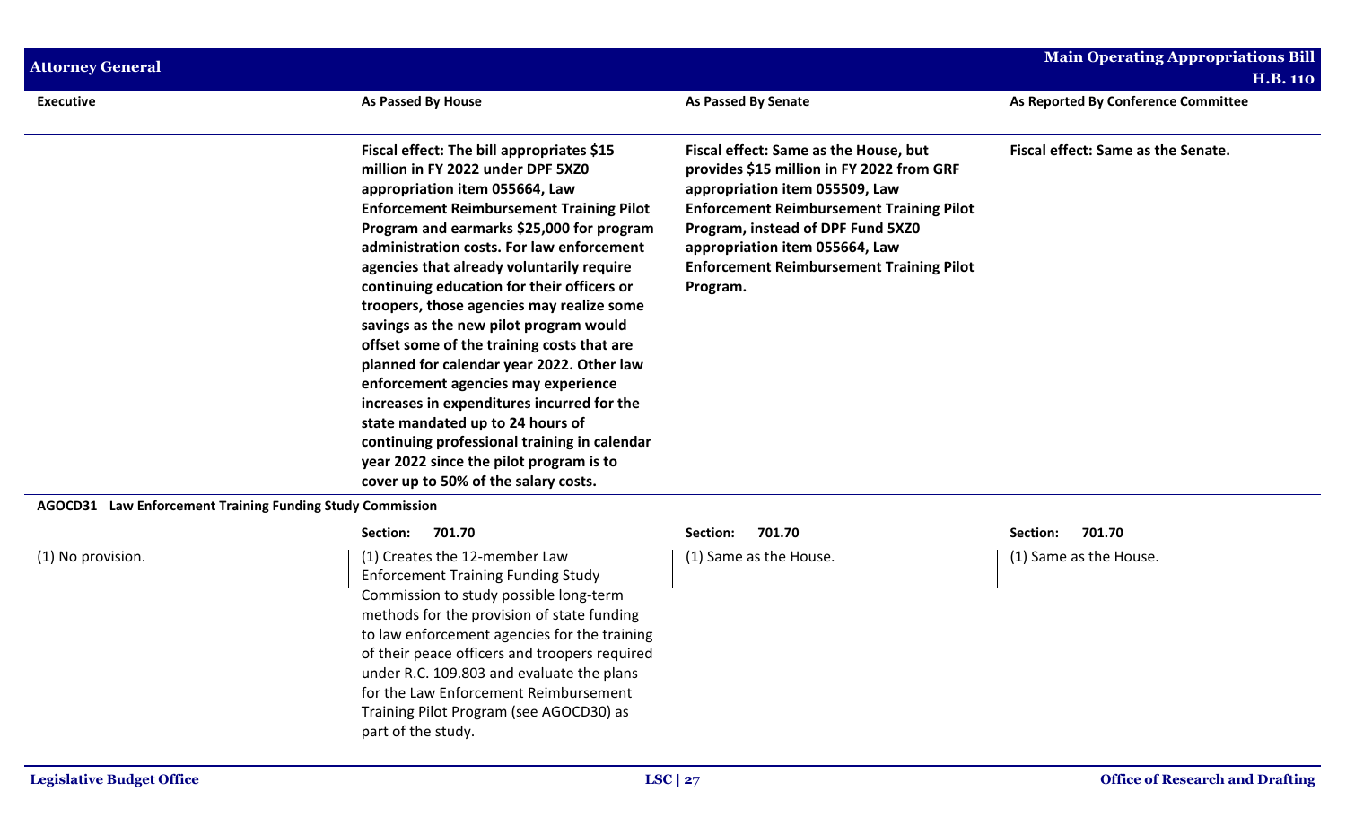| Executive | As Passed By House | As Passed By Senate | As Reported By Conference Committee |
|---|---|---|---|
| | **Fiscal effect: The bill appropriates $15 million in FY 2022 under DPF 5XZ0 appropriation item 055664, Law Enforcement Reimbursement Training Pilot Program and earmarks $25,000 for program administration costs. For law enforcement agencies that already voluntarily require continuing education for their officers or troopers, those agencies may realize some savings as the new pilot program would offset some of the training costs that are planned for calendar year 2022. Other law enforcement agencies may experience increases in expenditures incurred for the state mandated up to 24 hours of continuing professional training in calendar year 2022 since the pilot program is to cover up to 50% of the salary costs.** | **Fiscal effect: Same as the House, but provides $15 million in FY 2022 from GRF appropriation item 055509, Law Enforcement Reimbursement Training Pilot Program, instead of DPF Fund 5XZ0 appropriation item 055664, Law Enforcement Reimbursement Training Pilot Program.** | **Fiscal effect: Same as the Senate.** |
| **AGOCD31 Law Enforcement Training Funding Study Commission** | | | |
| | **Section: 701.70** | **Section: 701.70** | **Section: 701.70** |
| (1) No provision. | (1) Creates the 12-member Law Enforcement Training Funding Study Commission to study possible long-term methods for the provision of state funding to law enforcement agencies for the training of their peace officers and troopers required under R.C. 109.803 and evaluate the plans for the Law Enforcement Reimbursement Training Pilot Program (see AGOCD30) as part of the study. | (1) Same as the House. | (1) Same as the House. |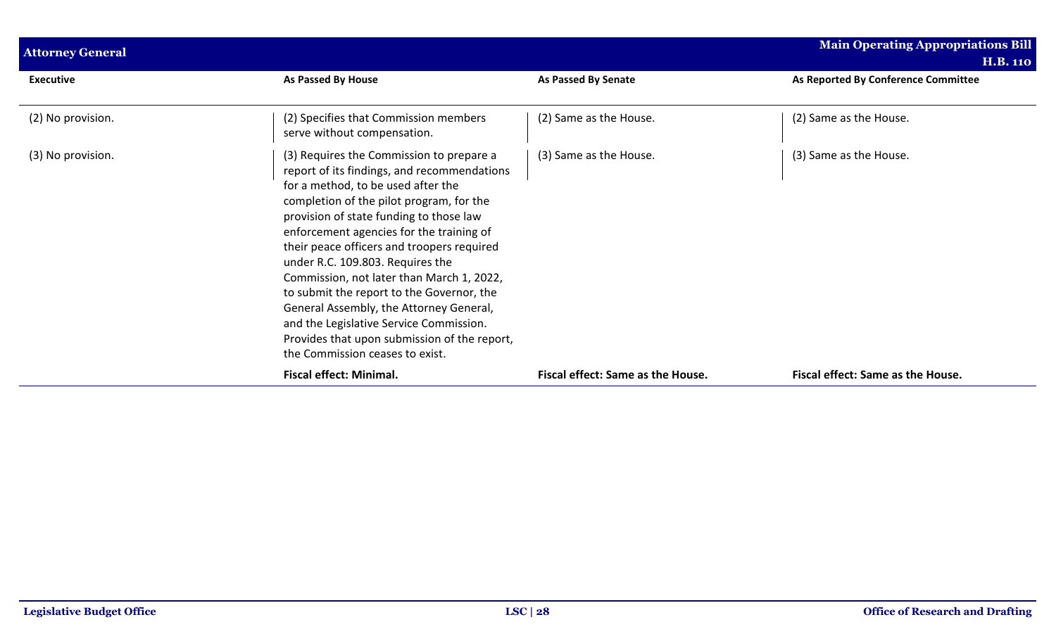| Executive | As Passed By House | As Passed By Senate | As Reported By Conference Committee |
|---|---|---|---|
| (2) No provision. | (2) Specifies that Commission members serve without compensation. | (2) Same as the House. | (2) Same as the House. |
| (3) No provision. | (3) Requires the Commission to prepare a report of its findings, and recommendations for a method, to be used after the completion of the pilot program, for the provision of state funding to those law enforcement agencies for the training of their peace officers and troopers required under R.C. 109.803. Requires the Commission, not later than March 1, 2022, to submit the report to the Governor, the General Assembly, the Attorney General, and the Legislative Service Commission. Provides that upon submission of the report, the Commission ceases to exist. | (3) Same as the House. | (3) Same as the House. |
| | **Fiscal effect: Minimal.** | **Fiscal effect: Same as the House.** | **Fiscal effect: Same as the House.** |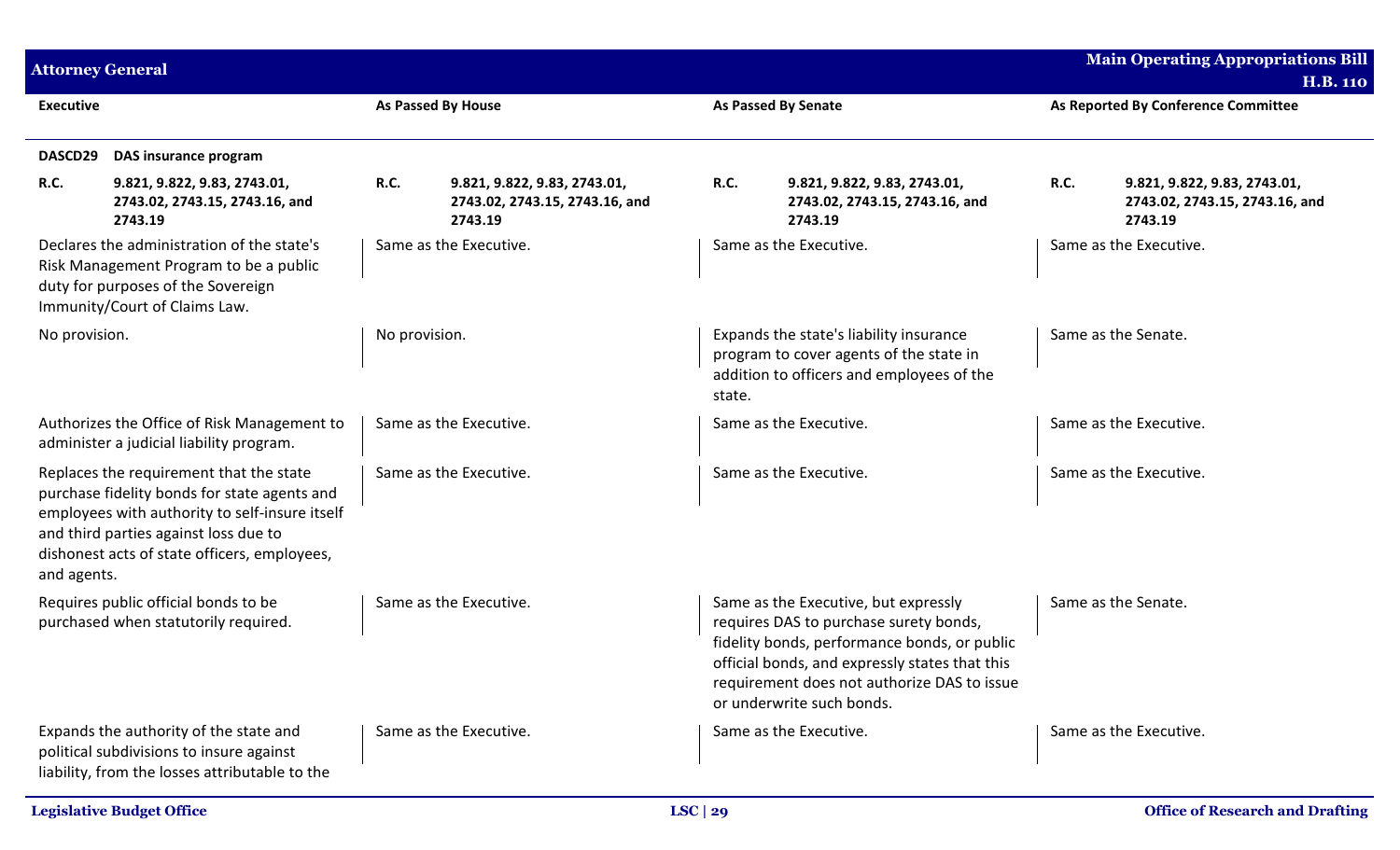| Executive | As Passed By House | As Passed By Senate | As Reported By Conference Committee |
|---|---|---|---|
| **DASCD29 DAS insurance program** | | | |
| **R.C. 9.821, 9.822, 9.83, 2743.01, 2743.02, 2743.15, 2743.16, and 2743.19** | **R.C. 9.821, 9.822, 9.83, 2743.01, 2743.02, 2743.15, 2743.16, and 2743.19** | **R.C. 9.821, 9.822, 9.83, 2743.01, 2743.02, 2743.15, 2743.16, and 2743.19** | **R.C. 9.821, 9.822, 9.83, 2743.01, 2743.02, 2743.15, 2743.16, and 2743.19** |
| Declares the administration of the state's Risk Management Program to be a public duty for purposes of the Sovereign Immunity/Court of Claims Law. | Same as the Executive. | Same as the Executive. | Same as the Executive. |
| No provision. | No provision. | Expands the state's liability insurance program to cover agents of the state in addition to officers and employees of the state. | Same as the Senate. |
| Authorizes the Office of Risk Management to administer a judicial liability program. | Same as the Executive. | Same as the Executive. | Same as the Executive. |
| Replaces the requirement that the state purchase fidelity bonds for state agents and employees with authority to self-insure itself and third parties against loss due to dishonest acts of state officers, employees, and agents. | Same as the Executive. | Same as the Executive. | Same as the Executive. |
| Requires public official bonds to be purchased when statutorily required. | Same as the Executive. | Same as the Executive, but expressly requires DAS to purchase surety bonds, fidelity bonds, performance bonds, or public official bonds, and expressly states that this requirement does not authorize DAS to issue or underwrite such bonds. | Same as the Senate. |
| Expands the authority of the state and political subdivisions to insure against liability, from the losses attributable to the | Same as the Executive. | Same as the Executive. | Same as the Executive. |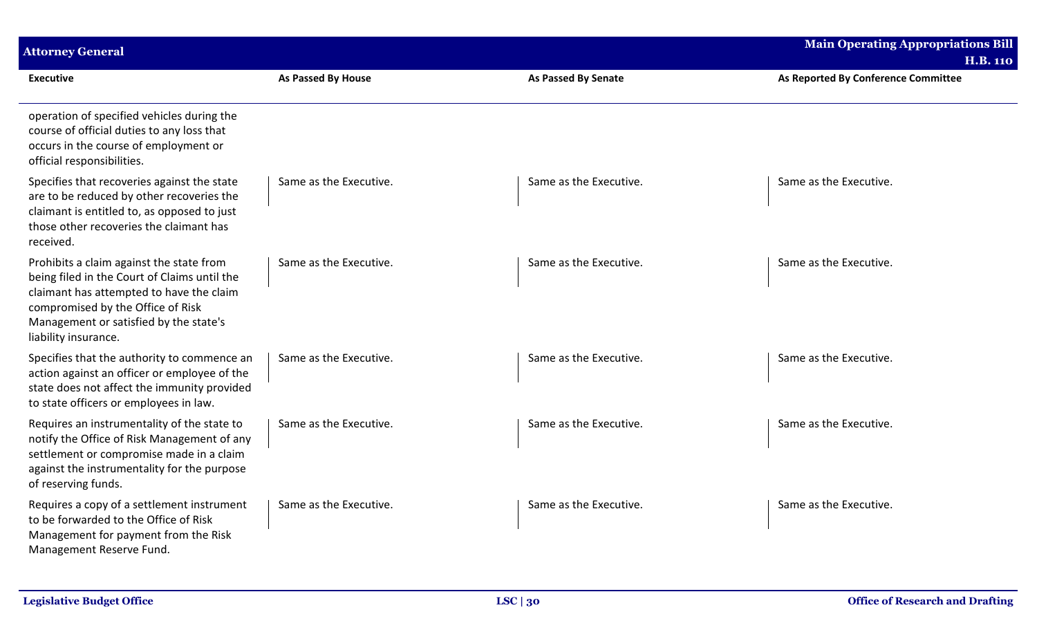| Executive | As Passed By House | As Passed By Senate | As Reported By Conference Committee |
|---|---|---|---|
| operation of specified vehicles during the course of official duties to any loss that occurs in the course of employment or official responsibilities. | | | |
| Specifies that recoveries against the state are to be reduced by other recoveries the claimant is entitled to, as opposed to just those other recoveries the claimant has received. | Same as the Executive. | Same as the Executive. | Same as the Executive. |
| Prohibits a claim against the state from being filed in the Court of Claims until the claimant has attempted to have the claim compromised by the Office of Risk Management or satisfied by the state's liability insurance. | Same as the Executive. | Same as the Executive. | Same as the Executive. |
| Specifies that the authority to commence an action against an officer or employee of the state does not affect the immunity provided to state officers or employees in law. | Same as the Executive. | Same as the Executive. | Same as the Executive. |
| Requires an instrumentality of the state to notify the Office of Risk Management of any settlement or compromise made in a claim against the instrumentality for the purpose of reserving funds. | Same as the Executive. | Same as the Executive. | Same as the Executive. |
| Requires a copy of a settlement instrument to be forwarded to the Office of Risk Management for payment from the Risk Management Reserve Fund. | Same as the Executive. | Same as the Executive. | Same as the Executive. |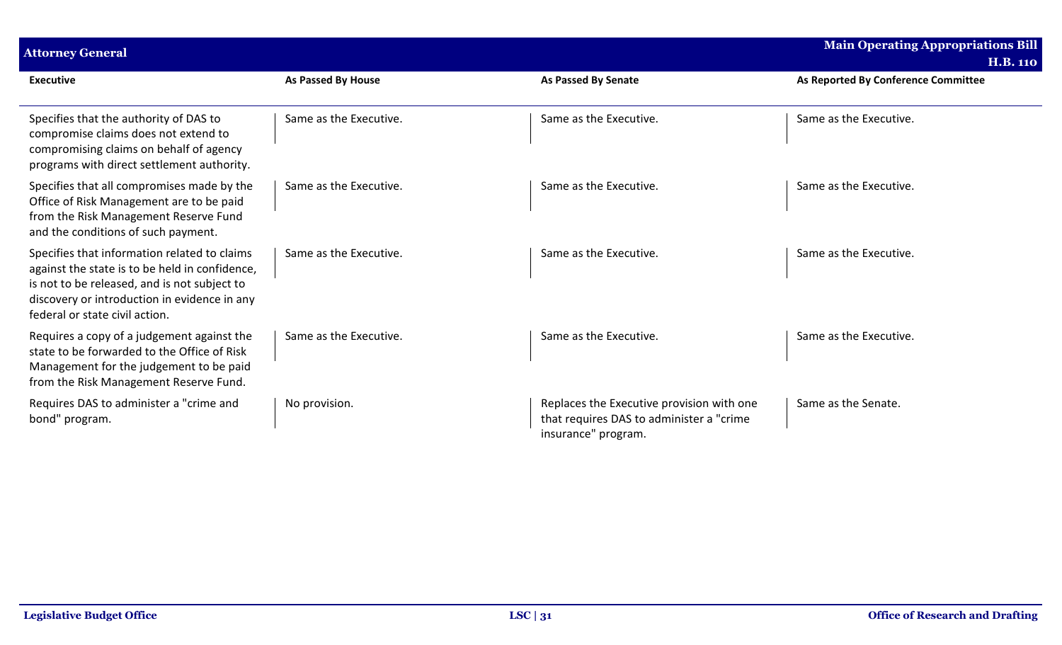## Attorney General

| Executive | As Passed By House | As Passed By Senate | As Reported By Conference Committee |
|---|---|---|---|
| Specifies that the authority of DAS to compromise claims does not extend to compromising claims on behalf of agency programs with direct settlement authority. | Same as the Executive. | Same as the Executive. | Same as the Executive. |
| Specifies that all compromises made by the Office of Risk Management are to be paid from the Risk Management Reserve Fund and the conditions of such payment. | Same as the Executive. | Same as the Executive. | Same as the Executive. |
| Specifies that information related to claims against the state is to be held in confidence, is not to be released, and is not subject to discovery or introduction in evidence in any federal or state civil action. | Same as the Executive. | Same as the Executive. | Same as the Executive. |
| Requires a copy of a judgement against the state to be forwarded to the Office of Risk Management for the judgement to be paid from the Risk Management Reserve Fund. | Same as the Executive. | Same as the Executive. | Same as the Executive. |
| Requires DAS to administer a "crime and bond" program. | No provision. | Replaces the Executive provision with one that requires DAS to administer a "crime insurance" program. | Same as the Senate. |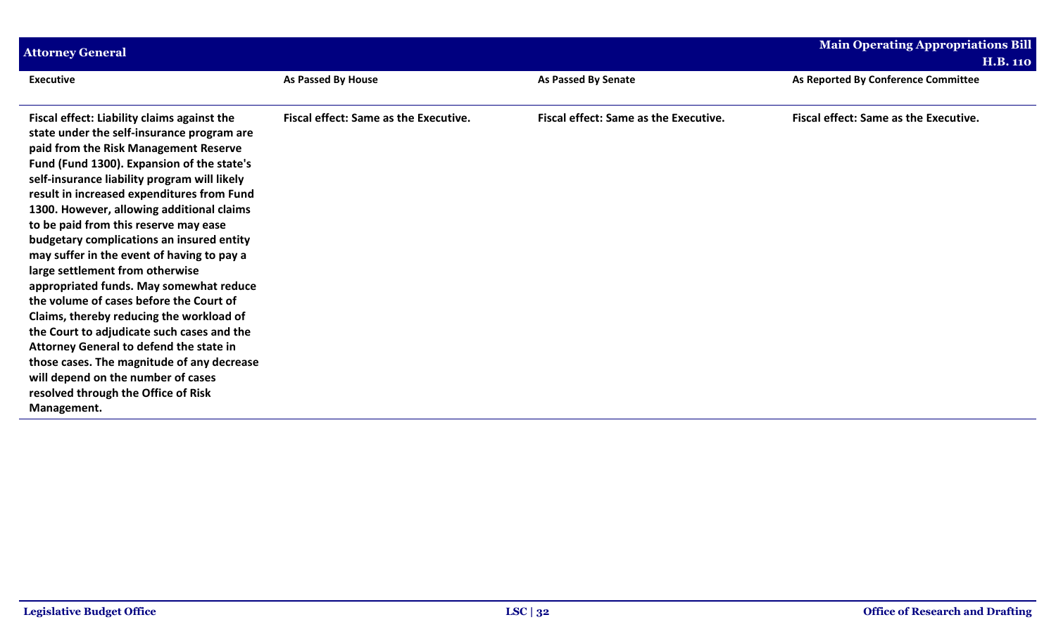| Executive | As Passed By House | As Passed By Senate | As Reported By Conference Committee |
|---|---|---|---|
| **Fiscal effect: Liability claims against the state under the self-insurance program are paid from the Risk Management Reserve Fund (Fund 1300). Expansion of the state's self-insurance liability program will likely result in increased expenditures from Fund 1300. However, allowing additional claims to be paid from this reserve may ease budgetary complications an insured entity may suffer in the event of having to pay a large settlement from otherwise appropriated funds. May somewhat reduce the volume of cases before the Court of Claims, thereby reducing the workload of the Court to adjudicate such cases and the Attorney General to defend the state in those cases. The magnitude of any decrease will depend on the number of cases resolved through the Office of Risk Management.** | **Fiscal effect: Same as the Executive.** | **Fiscal effect: Same as the Executive.** | **Fiscal effect: Same as the Executive.** |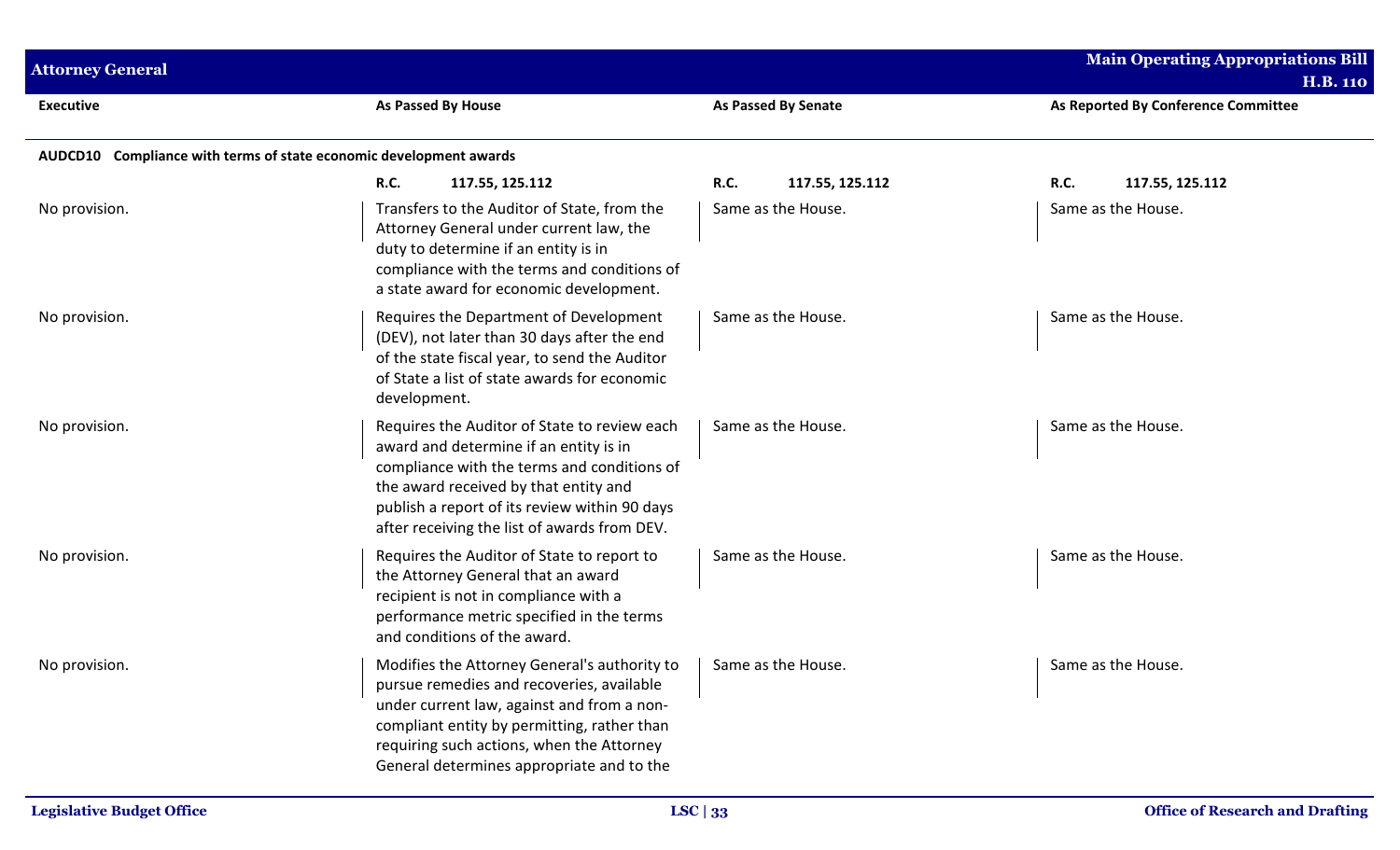| Executive | As Passed By House | As Passed By Senate | As Reported By Conference Committee |
|---|---|---|---|
| **AUDCD10 Compliance with terms of state economic development awards** | | | |
| | **R.C. 117.55, 125.112** | **R.C. 117.55, 125.112** | **R.C. 117.55, 125.112** |
| No provision. | Transfers to the Auditor of State, from the Attorney General under current law, the duty to determine if an entity is in compliance with the terms and conditions of a state award for economic development. | Same as the House. | Same as the House. |
| No provision. | Requires the Department of Development (DEV), not later than 30 days after the end of the state fiscal year, to send the Auditor of State a list of state awards for economic development. | Same as the House. | Same as the House. |
| No provision. | Requires the Auditor of State to review each award and determine if an entity is in compliance with the terms and conditions of the award received by that entity and publish a report of its review within 90 days after receiving the list of awards from DEV. | Same as the House. | Same as the House. |
| No provision. | Requires the Auditor of State to report to the Attorney General that an award recipient is not in compliance with a performance metric specified in the terms and conditions of the award. | Same as the House. | Same as the House. |
| No provision. | Modifies the Attorney General's authority to pursue remedies and recoveries, available under current law, against and from a non-compliant entity by permitting, rather than requiring such actions, when the Attorney General determines appropriate and to the | Same as the House. | Same as the House. |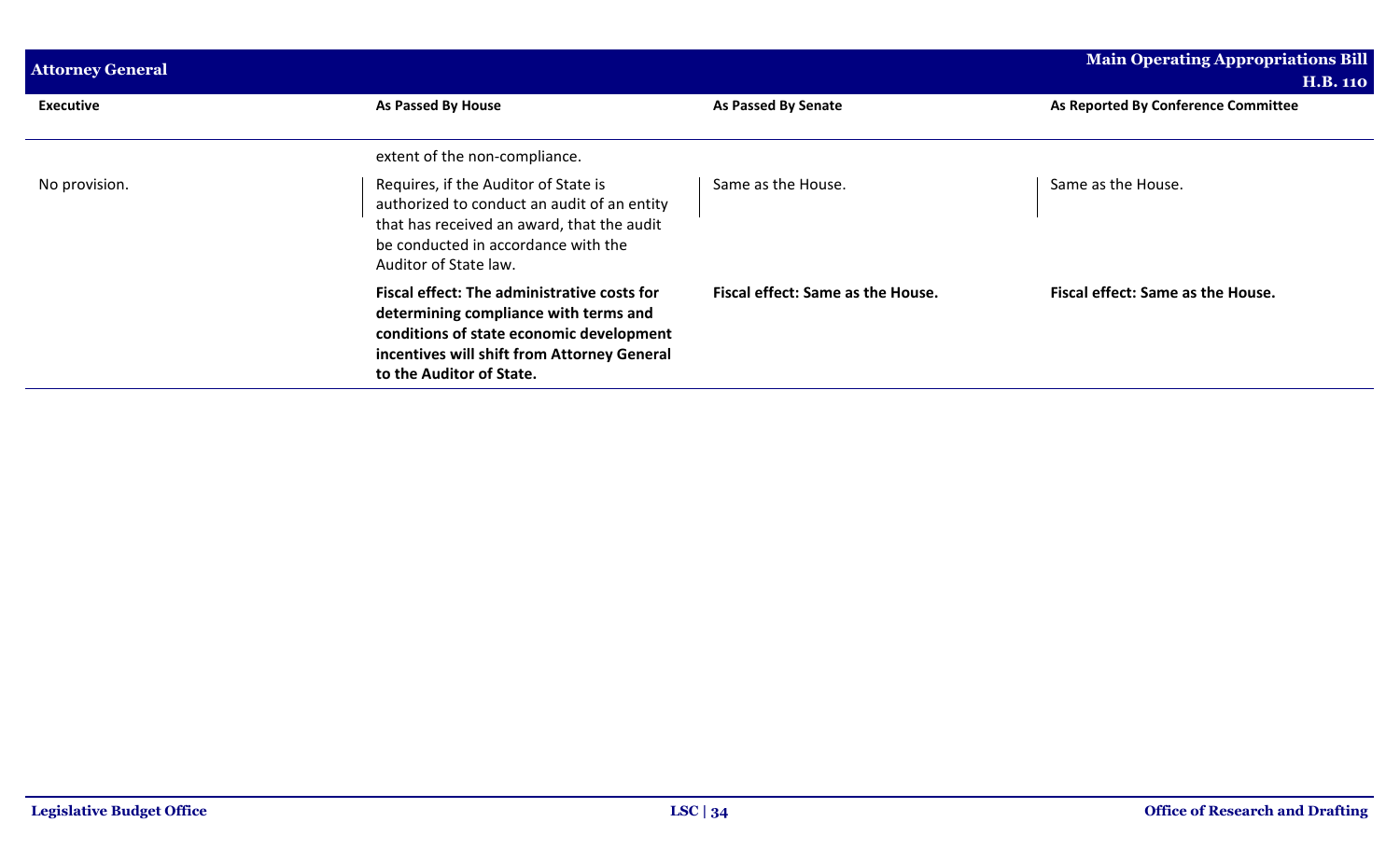| Executive | As Passed By House | As Passed By Senate | As Reported By Conference Committee |
|---|---|---|---|
| | extent of the non-compliance. | | |
| No provision. | Requires, if the Auditor of State is authorized to conduct an audit of an entity that has received an award, that the audit be conducted in accordance with the Auditor of State law. | Same as the House. | Same as the House. |
| | **Fiscal effect: The administrative costs for determining compliance with terms and conditions of state economic development incentives will shift from Attorney General to the Auditor of State.** | **Fiscal effect: Same as the House.** | **Fiscal effect: Same as the House.** |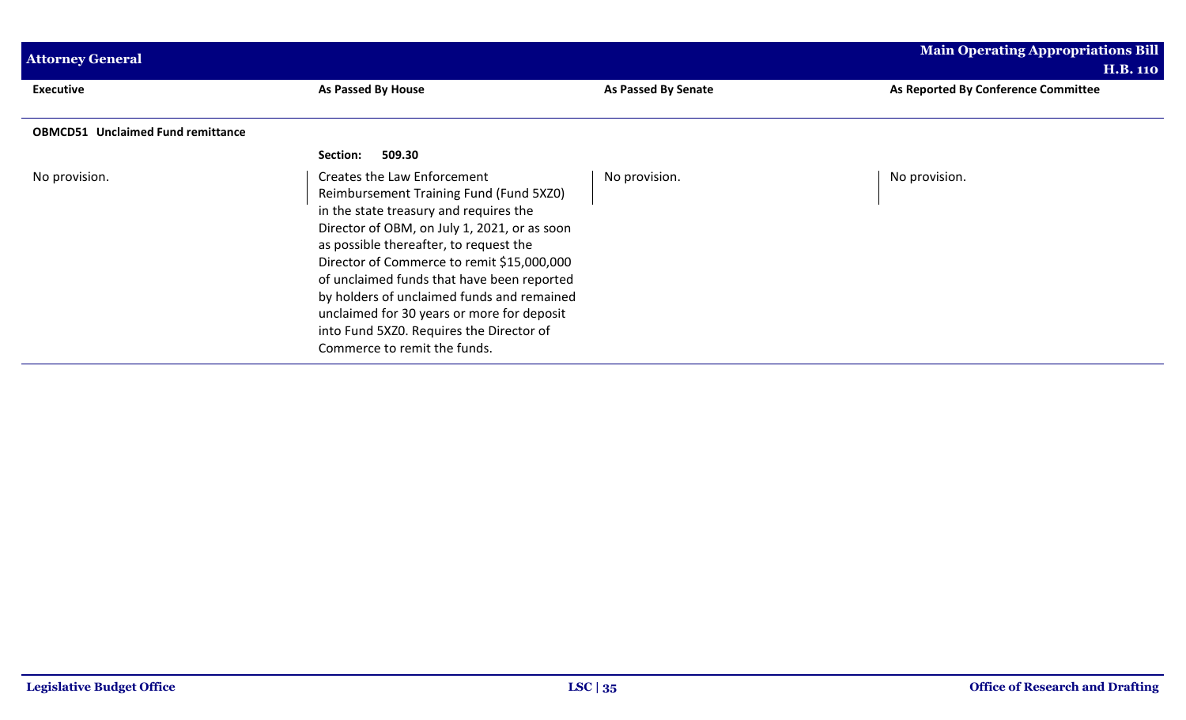| Executive | As Passed By House | As Passed By Senate | As Reported By Conference Committee |
|---|---|---|---|
| **OBMCD51 Unclaimed Fund remittance** | | | |
| | **Section: 509.30** | | |
| No provision. | Creates the Law Enforcement Reimbursement Training Fund (Fund 5XZ0) in the state treasury and requires the Director of OBM, on July 1, 2021, or as soon as possible thereafter, to request the Director of Commerce to remit $15,000,000 of unclaimed funds that have been reported by holders of unclaimed funds and remained unclaimed for 30 years or more for deposit into Fund 5XZ0. Requires the Director of Commerce to remit the funds. | No provision. | No provision. |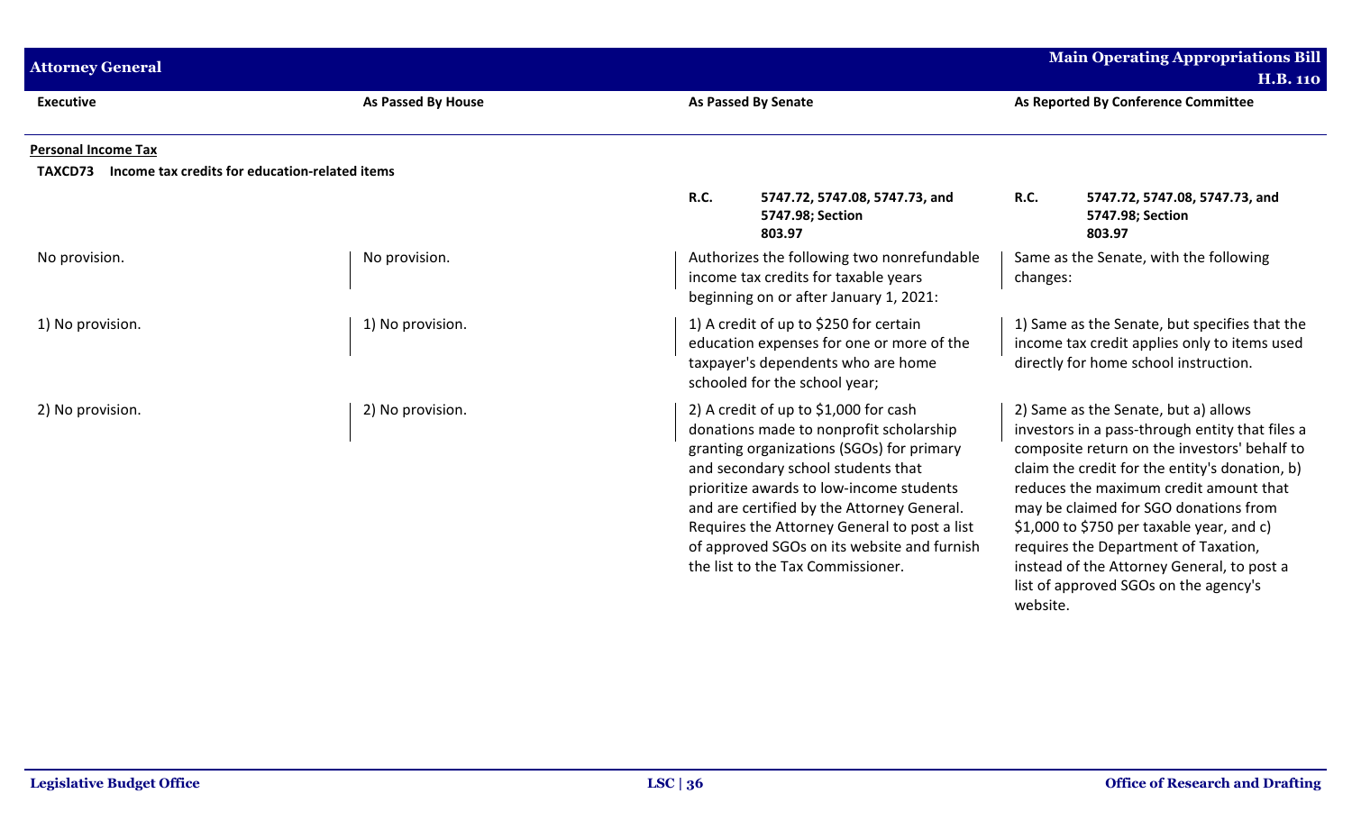| Executive | As Passed By House | As Passed By Senate | As Reported By Conference Committee |
|---|---|---|---|

**Personal Income Tax**

**TAXCD73 Income tax credits for education-related items**

| Executive | As Passed By House | As Passed By Senate | As Reported By Conference Committee |
|---|---|---|---|
| | | **R.C. 5747.72, 5747.08, 5747.73, and 5747.98; Section 803.97** | **R.C. 5747.72, 5747.08, 5747.73, and 5747.98; Section 803.97** |
| No provision. | No provision. | Authorizes the following two nonrefundable income tax credits for taxable years beginning on or after January 1, 2021: | Same as the Senate, with the following changes: |
| 1) No provision. | 1) No provision. | 1) A credit of up to $250 for certain education expenses for one or more of the taxpayer's dependents who are home schooled for the school year; | 1) Same as the Senate, but specifies that the income tax credit applies only to items used directly for home school instruction. |
| 2) No provision. | 2) No provision. | 2) A credit of up to $1,000 for cash donations made to nonprofit scholarship granting organizations (SGOs) for primary and secondary school students that prioritize awards to low-income students and are certified by the Attorney General. Requires the Attorney General to post a list of approved SGOs on its website and furnish the list to the Tax Commissioner. | 2) Same as the Senate, but a) allows investors in a pass-through entity that files a composite return on the investors' behalf to claim the credit for the entity's donation, b) reduces the maximum credit amount that may be claimed for SGO donations from $1,000 to $750 per taxable year, and c) requires the Department of Taxation, instead of the Attorney General, to post a list of approved SGOs on the agency's website. |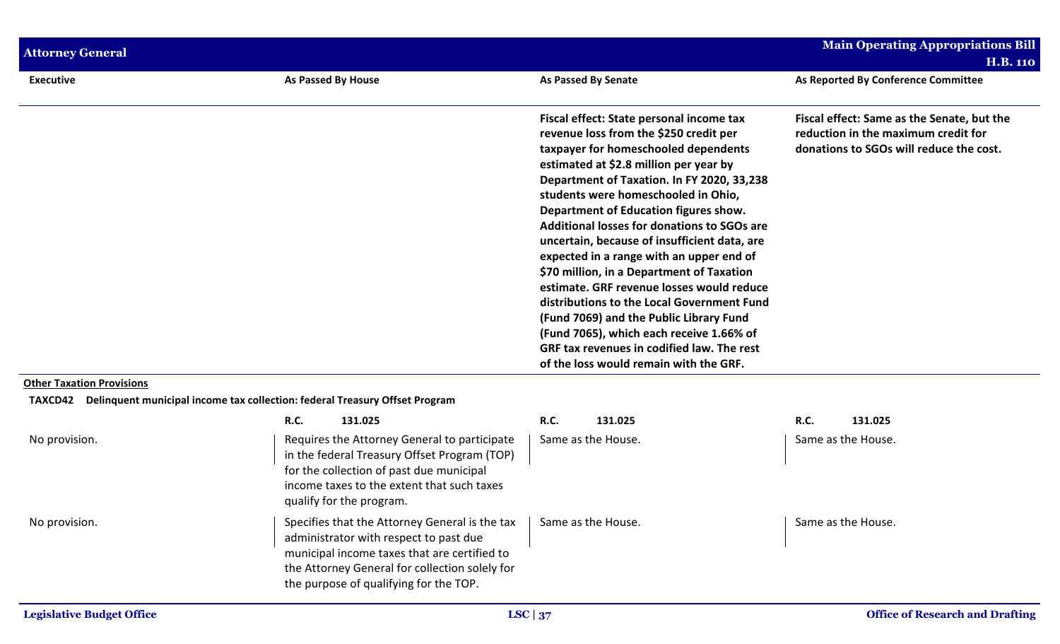| Executive | As Passed By House | As Passed By Senate | As Reported By Conference Committee |
|---|---|---|---|
| | | **Fiscal effect: State personal income tax revenue loss from the $250 credit per taxpayer for homeschooled dependents estimated at $2.8 million per year by Department of Taxation. In FY 2020, 33,238 students were homeschooled in Ohio, Department of Education figures show. Additional losses for donations to SGOs are uncertain, because of insufficient data, are expected in a range with an upper end of $70 million, in a Department of Taxation estimate. GRF revenue losses would reduce distributions to the Local Government Fund (Fund 7069) and the Public Library Fund (Fund 7065), which each receive 1.66% of GRF tax revenues in codified law. The rest of the loss would remain with the GRF.** | **Fiscal effect: Same as the Senate, but the reduction in the maximum credit for donations to SGOs will reduce the cost.** |

**Other Taxation Provisions**

**TAXCD42 Delinquent municipal income tax collection: federal Treasury Offset Program**

| Executive | As Passed By House | As Passed By Senate | As Reported By Conference Committee |
|---|---|---|---|
| | R.C. 131.025 | R.C. 131.025 | R.C. 131.025 |
| No provision. | Requires the Attorney General to participate in the federal Treasury Offset Program (TOP) for the collection of past due municipal income taxes to the extent that such taxes qualify for the program. | Same as the House. | Same as the House. |
| No provision. | Specifies that the Attorney General is the tax administrator with respect to past due municipal income taxes that are certified to the Attorney General for collection solely for the purpose of qualifying for the TOP. | Same as the House. | Same as the House. |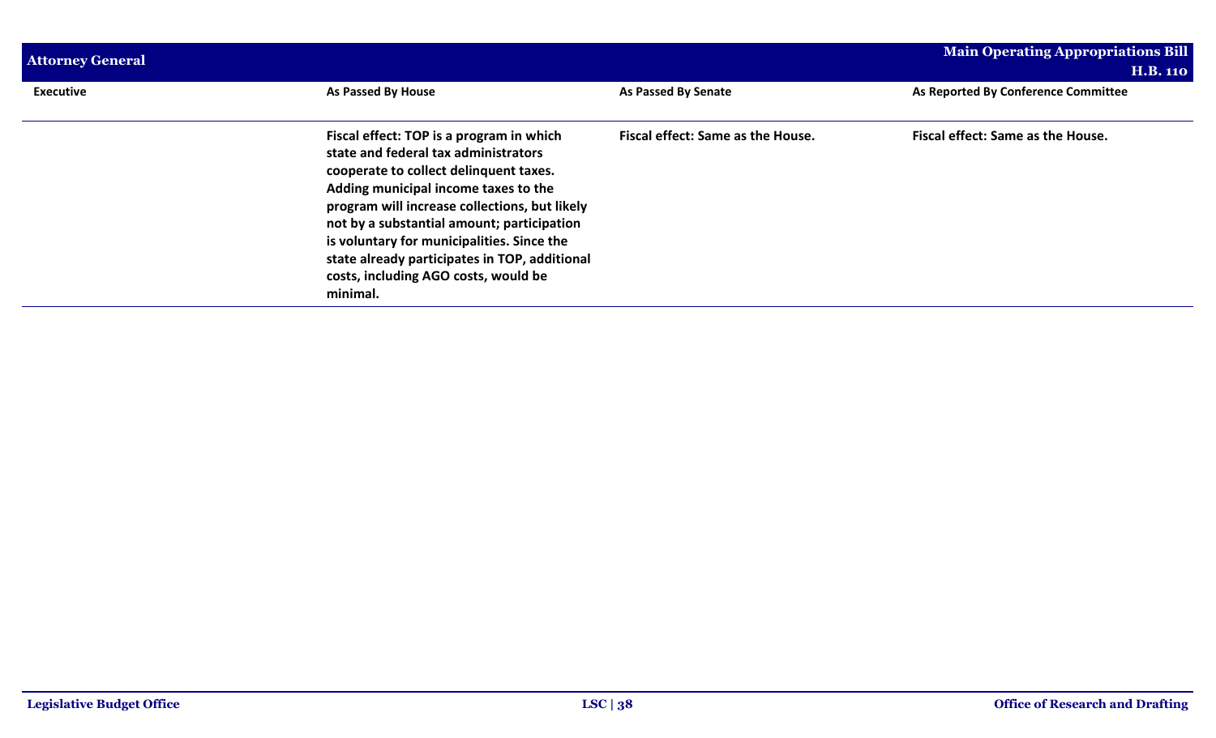| Executive | As Passed By House | As Passed By Senate | As Reported By Conference Committee |
|---|---|---|---|
| | **Fiscal effect: TOP is a program in which state and federal tax administrators cooperate to collect delinquent taxes. Adding municipal income taxes to the program will increase collections, but likely not by a substantial amount; participation is voluntary for municipalities. Since the state already participates in TOP, additional costs, including AGO costs, would be minimal.** | **Fiscal effect: Same as the House.** | **Fiscal effect: Same as the House.** |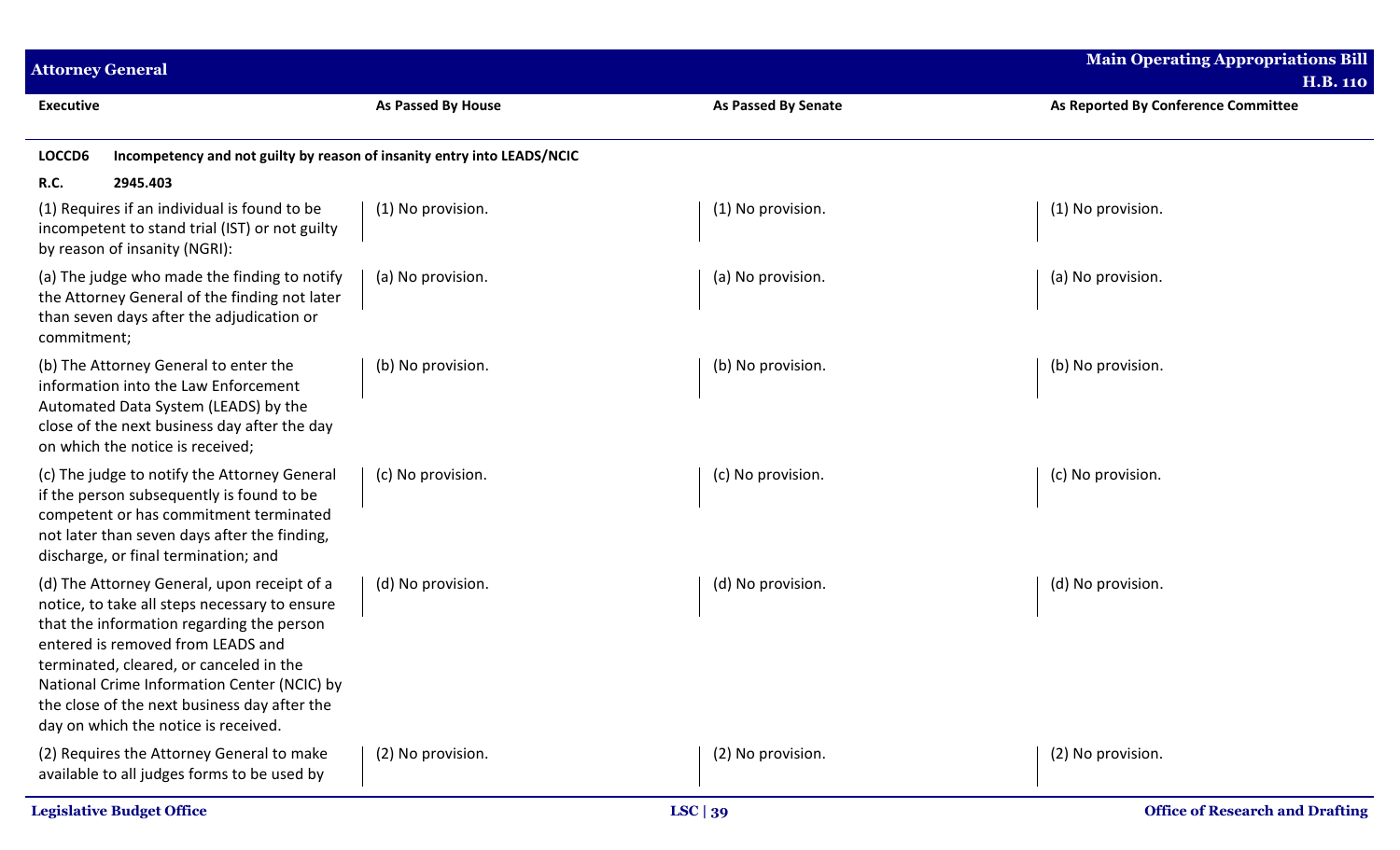| Executive | As Passed By House | As Passed By Senate | As Reported By Conference Committee |
|---|---|---|---|
| **LOCCD6** **Incompetency and not guilty by reason of insanity entry into LEADS/NCIC** | | | |
| **R.C.** **2945.403** | | | |
| (1) Requires if an individual is found to be incompetent to stand trial (IST) or not guilty by reason of insanity (NGRI): | (1) No provision. | (1) No provision. | (1) No provision. |
| (a) The judge who made the finding to notify the Attorney General of the finding not later than seven days after the adjudication or commitment; | (a) No provision. | (a) No provision. | (a) No provision. |
| (b) The Attorney General to enter the information into the Law Enforcement Automated Data System (LEADS) by the close of the next business day after the day on which the notice is received; | (b) No provision. | (b) No provision. | (b) No provision. |
| (c) The judge to notify the Attorney General if the person subsequently is found to be competent or has commitment terminated not later than seven days after the finding, discharge, or final termination; and | (c) No provision. | (c) No provision. | (c) No provision. |
| (d) The Attorney General, upon receipt of a notice, to take all steps necessary to ensure that the information regarding the person entered is removed from LEADS and terminated, cleared, or canceled in the National Crime Information Center (NCIC) by the close of the next business day after the day on which the notice is received. | (d) No provision. | (d) No provision. | (d) No provision. |
| (2) Requires the Attorney General to make available to all judges forms to be used by | (2) No provision. | (2) No provision. | (2) No provision. |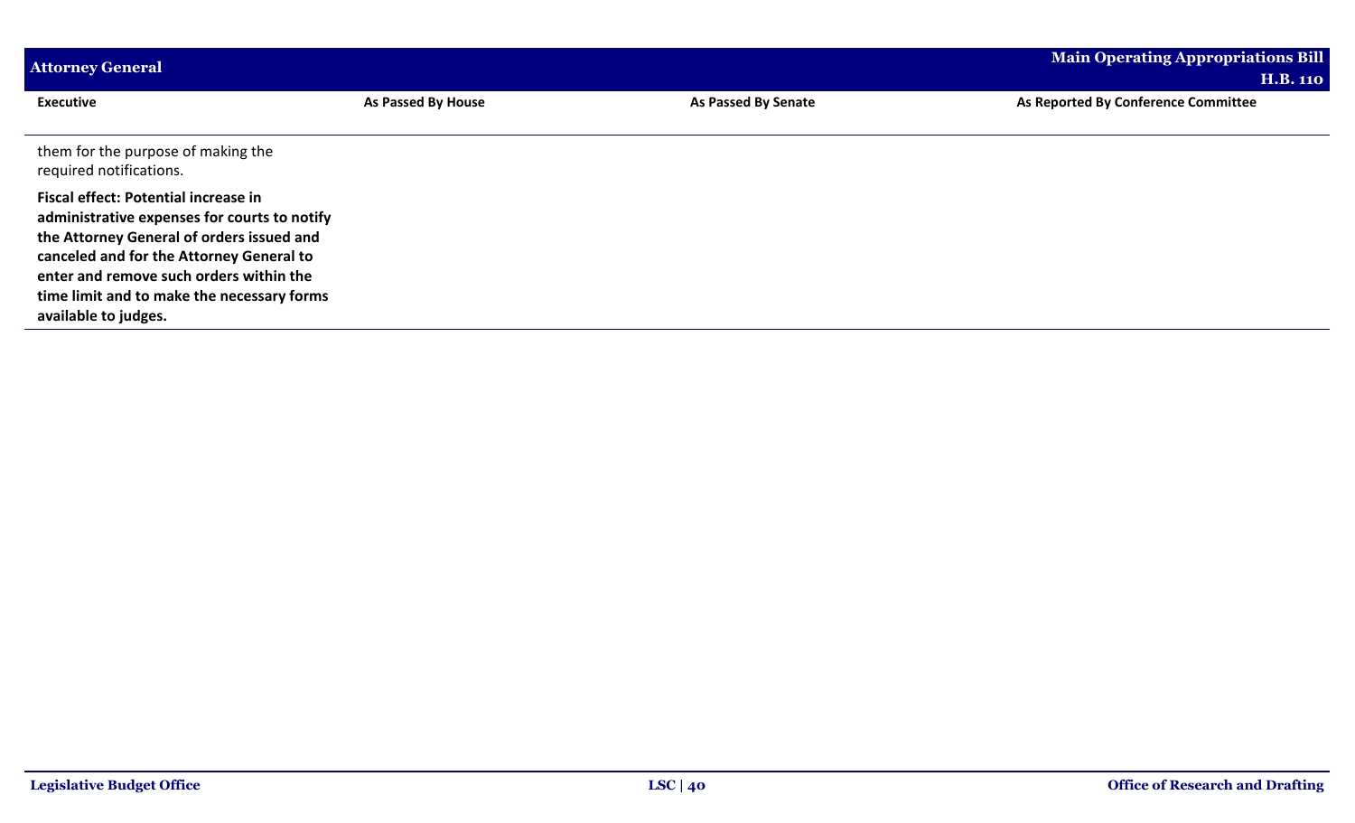| Executive | As Passed By House | As Passed By Senate | As Reported By Conference Committee |
|---|---|---|---|
| them for the purpose of making the required notifications. | | | |
| **Fiscal effect: Potential increase in administrative expenses for courts to notify the Attorney General of orders issued and canceled and for the Attorney General to enter and remove such orders within the time limit and to make the necessary forms available to judges.** | | | |